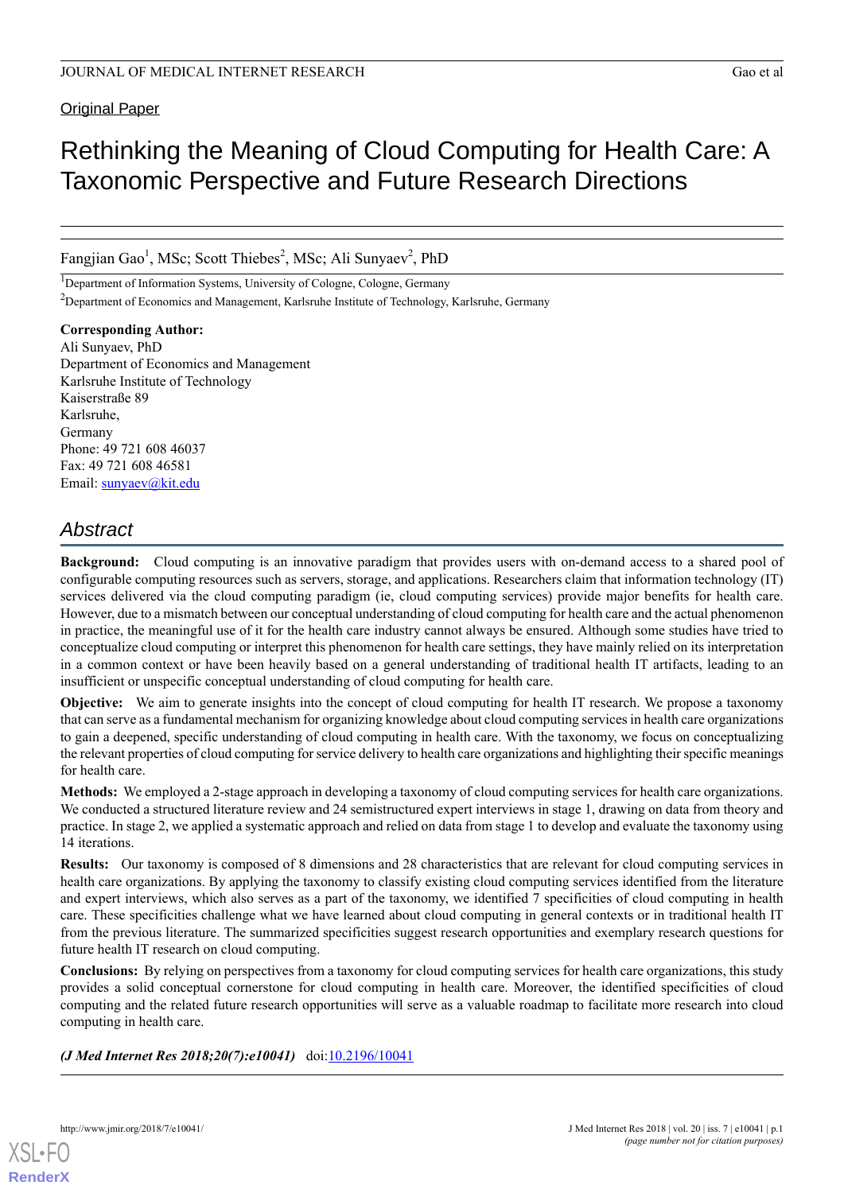Original Paper

# Rethinking the Meaning of Cloud Computing for Health Care: A Taxonomic Perspective and Future Research Directions

Fangjian Gao[1], MSc; Scott Thiebes[2], MSc; Ali Sunyaev[2], PhD

[1]Department of Information Systems, University of Cologne, Cologne, Germany

[2]Department of Economics and Management, Karlsruhe Institute of Technology, Karlsruhe, Germany

**Corresponding Author:**
Ali Sunyaev, PhD
Department of Economics and Management
Karlsruhe Institute of Technology
Kaiserstraße 89
Karlsruhe,
Germany
Phone: 49 721 608 46037
Fax: 49 721 608 46581
Email: sunyaev@kit.edu

## Abstract

**Background:** Cloud computing is an innovative paradigm that provides users with on-demand access to a shared pool of configurable computing resources such as servers, storage, and applications. Researchers claim that information technology (IT) services delivered via the cloud computing paradigm (ie, cloud computing services) provide major benefits for health care. However, due to a mismatch between our conceptual understanding of cloud computing for health care and the actual phenomenon in practice, the meaningful use of it for the health care industry cannot always be ensured. Although some studies have tried to conceptualize cloud computing or interpret this phenomenon for health care settings, they have mainly relied on its interpretation in a common context or have been heavily based on a general understanding of traditional health IT artifacts, leading to an insufficient or unspecific conceptual understanding of cloud computing for health care.

**Objective:** We aim to generate insights into the concept of cloud computing for health IT research. We propose a taxonomy that can serve as a fundamental mechanism for organizing knowledge about cloud computing services in health care organizations to gain a deepened, specific understanding of cloud computing in health care. With the taxonomy, we focus on conceptualizing the relevant properties of cloud computing for service delivery to health care organizations and highlighting their specific meanings for health care.

**Methods:** We employed a 2-stage approach in developing a taxonomy of cloud computing services for health care organizations. We conducted a structured literature review and 24 semistructured expert interviews in stage 1, drawing on data from theory and practice. In stage 2, we applied a systematic approach and relied on data from stage 1 to develop and evaluate the taxonomy using 14 iterations.

**Results:** Our taxonomy is composed of 8 dimensions and 28 characteristics that are relevant for cloud computing services in health care organizations. By applying the taxonomy to classify existing cloud computing services identified from the literature and expert interviews, which also serves as a part of the taxonomy, we identified 7 specificities of cloud computing in health care. These specificities challenge what we have learned about cloud computing in general contexts or in traditional health IT from the previous literature. The summarized specificities suggest research opportunities and exemplary research questions for future health IT research on cloud computing.

**Conclusions:** By relying on perspectives from a taxonomy for cloud computing services for health care organizations, this study provides a solid conceptual cornerstone for cloud computing in health care. Moreover, the identified specificities of cloud computing and the related future research opportunities will serve as a valuable roadmap to facilitate more research into cloud computing in health care.

***(J Med Internet Res 2018;20(7):e10041)*** doi:10.2196/10041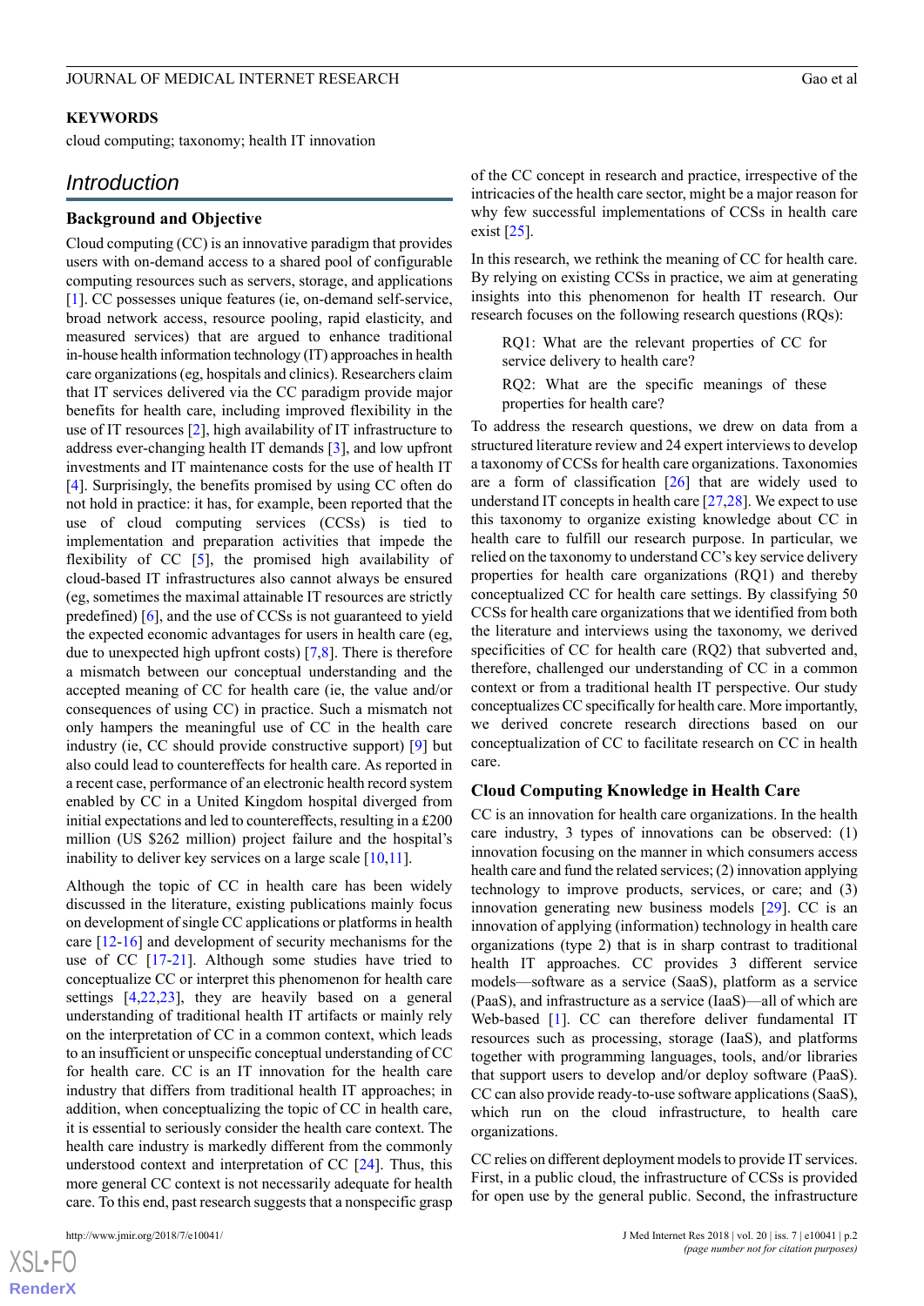**KEYWORDS**

cloud computing; taxonomy; health IT innovation

## Introduction

### Background and Objective

Cloud computing (CC) is an innovative paradigm that provides users with on-demand access to a shared pool of configurable computing resources such as servers, storage, and applications [1]. CC possesses unique features (ie, on-demand self-service, broad network access, resource pooling, rapid elasticity, and measured services) that are argued to enhance traditional in-house health information technology (IT) approaches in health care organizations (eg, hospitals and clinics). Researchers claim that IT services delivered via the CC paradigm provide major benefits for health care, including improved flexibility in the use of IT resources [2], high availability of IT infrastructure to address ever-changing health IT demands [3], and low upfront investments and IT maintenance costs for the use of health IT [4]. Surprisingly, the benefits promised by using CC often do not hold in practice: it has, for example, been reported that the use of cloud computing services (CCSs) is tied to implementation and preparation activities that impede the flexibility of CC [5], the promised high availability of cloud-based IT infrastructures also cannot always be ensured (eg, sometimes the maximal attainable IT resources are strictly predefined) [6], and the use of CCSs is not guaranteed to yield the expected economic advantages for users in health care (eg, due to unexpected high upfront costs) [7,8]. There is therefore a mismatch between our conceptual understanding and the accepted meaning of CC for health care (ie, the value and/or consequences of using CC) in practice. Such a mismatch not only hampers the meaningful use of CC in the health care industry (ie, CC should provide constructive support) [9] but also could lead to countereffects for health care. As reported in a recent case, performance of an electronic health record system enabled by CC in a United Kingdom hospital diverged from initial expectations and led to countereffects, resulting in a £200 million (US $262 million) project failure and the hospital's inability to deliver key services on a large scale [10,11].

Although the topic of CC in health care has been widely discussed in the literature, existing publications mainly focus on development of single CC applications or platforms in health care [12-16] and development of security mechanisms for the use of CC [17-21]. Although some studies have tried to conceptualize CC or interpret this phenomenon for health care settings [4,22,23], they are heavily based on a general understanding of traditional health IT artifacts or mainly rely on the interpretation of CC in a common context, which leads to an insufficient or unspecific conceptual understanding of CC for health care. CC is an IT innovation for the health care industry that differs from traditional health IT approaches; in addition, when conceptualizing the topic of CC in health care, it is essential to seriously consider the health care context. The health care industry is markedly different from the commonly understood context and interpretation of CC [24]. Thus, this more general CC context is not necessarily adequate for health care. To this end, past research suggests that a nonspecific grasp of the CC concept in research and practice, irrespective of the intricacies of the health care sector, might be a major reason for why few successful implementations of CCSs in health care exist [25].

In this research, we rethink the meaning of CC for health care. By relying on existing CCSs in practice, we aim at generating insights into this phenomenon for health IT research. Our research focuses on the following research questions (RQs):

> RQ1: What are the relevant properties of CC for service delivery to health care?
>
> RQ2: What are the specific meanings of these properties for health care?

To address the research questions, we drew on data from a structured literature review and 24 expert interviews to develop a taxonomy of CCSs for health care organizations. Taxonomies are a form of classification [26] that are widely used to understand IT concepts in health care [27,28]. We expect to use this taxonomy to organize existing knowledge about CC in health care to fulfill our research purpose. In particular, we relied on the taxonomy to understand CC's key service delivery properties for health care organizations (RQ1) and thereby conceptualized CC for health care settings. By classifying 50 CCSs for health care organizations that we identified from both the literature and interviews using the taxonomy, we derived specificities of CC for health care (RQ2) that subverted and, therefore, challenged our understanding of CC in a common context from a traditional health IT perspective. Our study conceptualizes CC specifically for health care. More importantly, we derived concrete research directions based on our conceptualization of CC to facilitate research on CC in health care.

### Cloud Computing Knowledge in Health Care

CC is an innovation for health care organizations. In the health care industry, 3 types of innovations can be observed: (1) innovation focusing on the manner in which consumers access health care and fund the related services; (2) innovation applying technology to improve products, services, or care; and (3) innovation generating new business models [29]. CC is an innovation of applying (information) technology in health care organizations (type 2) that is in sharp contrast to traditional health IT approaches. CC provides 3 different service models—software as a service (SaaS), platform as a service (PaaS), and infrastructure as a service (IaaS)—all of which are Web-based [1]. CC can therefore deliver fundamental IT resources such as processing, storage (IaaS), and platforms together with programming languages, tools, and/or libraries that support users to develop and/or deploy software (PaaS). CC can also provide ready-to-use software applications (SaaS), which run on the cloud infrastructure, to health care organizations.

CC relies on different deployment models to provide IT services. First, in a public cloud, the infrastructure of CCSs is provided for open use by the general public. Second, the infrastructure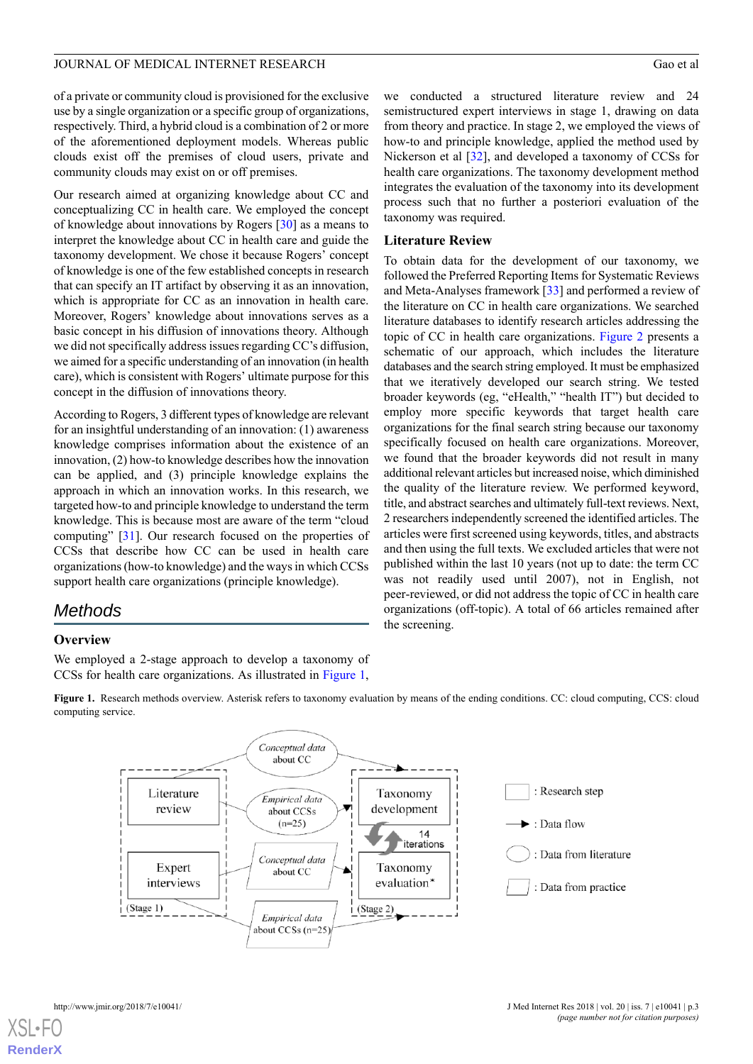of a private or community cloud is provisioned for the exclusive use by a single organization or a specific group of organizations, respectively. Third, a hybrid cloud is a combination of 2 or more of the aforementioned deployment models. Whereas public clouds exist off the premises of cloud users, private and community clouds may exist on or off premises.

Our research aimed at organizing knowledge about CC and conceptualizing CC in health care. We employed the concept of knowledge about innovations by Rogers [30] as a means to interpret the knowledge about CC in health care and guide the taxonomy development. We chose it because Rogers' concept of knowledge is one of the few established concepts in research that can specify an IT artifact by observing it as an innovation, which is appropriate for CC as an innovation in health care. Moreover, Rogers' knowledge about innovations serves as a basic concept in his diffusion of innovations theory. Although we did not specifically address issues regarding CC's diffusion, we aimed for a specific understanding of an innovation (in health care), which is consistent with Rogers' ultimate purpose for this concept in the diffusion of innovations theory.

According to Rogers, 3 different types of knowledge are relevant for an insightful understanding of an innovation: (1) awareness knowledge comprises information about the existence of an innovation, (2) how-to knowledge describes how the innovation can be applied, and (3) principle knowledge explains the approach in which an innovation works. In this research, we targeted how-to and principle knowledge to understand the term knowledge. This is because most are aware of the term "cloud computing" [31]. Our research focused on the properties of CCSs that describe how CC can be used in health care organizations (how-to knowledge) and the ways in which CCSs support health care organizations (principle knowledge).

## Methods

### Overview

We employed a 2-stage approach to develop a taxonomy of CCSs for health care organizations. As illustrated in Figure 1, we conducted a structured literature review and 24 semistructured expert interviews in stage 1, drawing on data from theory and practice. In stage 2, we employed the views of how-to and principle knowledge, applied the method used by Nickerson et al [32], and developed a taxonomy of CCSs for health care organizations. The taxonomy development method integrates the evaluation of the taxonomy into its development process such that no further a posteriori evaluation of the taxonomy was required.

### Literature Review

To obtain data for the development of our taxonomy, we followed the Preferred Reporting Items for Systematic Reviews and Meta-Analyses framework [33] and performed a review of the literature on CC in health care organizations. We searched literature databases to identify research articles addressing the topic of CC in health care organizations. Figure 2 presents a schematic of our approach, which includes the literature databases and the search string employed. It must be emphasized that we iteratively developed our search string. We tested broader keywords (eg, "eHealth," "health IT") but decided to employ more specific keywords that target health care organizations for the final search string because our taxonomy specifically focused on health care organizations. Moreover, we found that the broader keywords did not result in many additional relevant articles but increased noise, which diminished the quality of the literature review. We performed keyword, title, and abstract searches and ultimately full-text reviews. Next, 2 researchers independently screened the identified articles. The articles were first screened using keywords, titles, and abstracts and then using the full texts. We excluded articles that were not published within the last 10 years (not up to date: the term CC was not readily used until 2007), not in English, not peer-reviewed, or did not address the topic of CC in health care organizations (off-topic). A total of 66 articles remained after the screening.

**Figure 1.** Research methods overview. Asterisk refers to taxonomy evaluation by means of the ending conditions. CC: cloud computing, CCS: cloud computing service.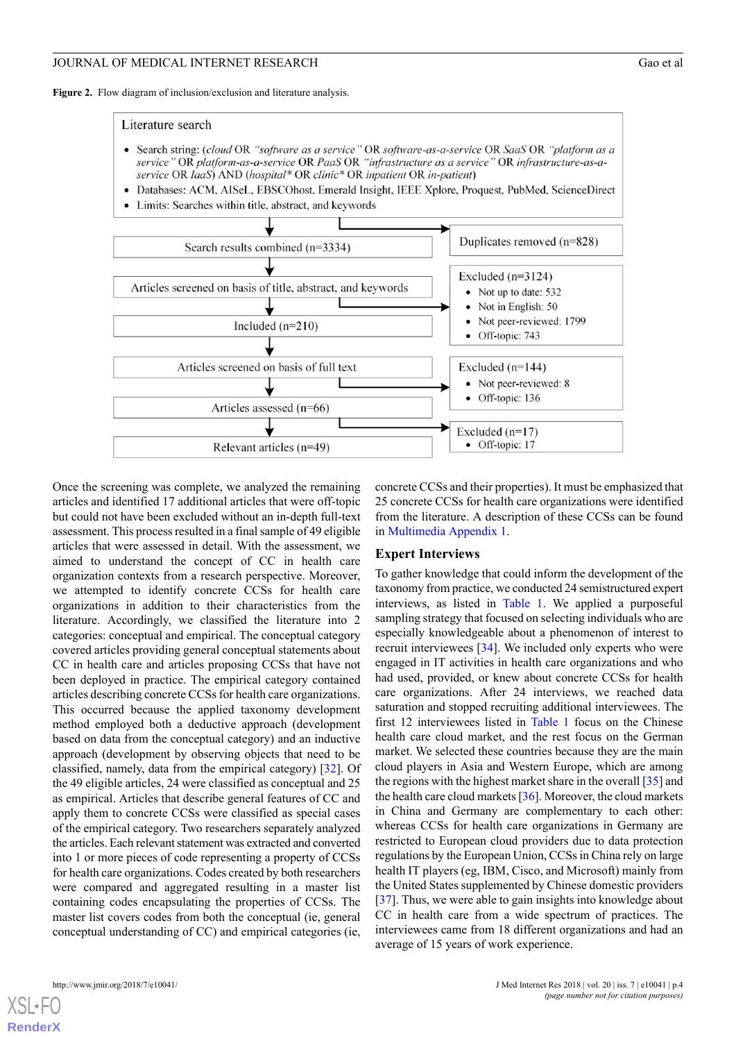**Figure 2.** Flow diagram of inclusion/exclusion and literature analysis.

Literature search

- Search string: (*cloud* OR *"software as a service"* OR *software-as-a-service* OR *SaaS* OR *"platform as a service"* OR *platform-as-a-service* OR *PaaS* OR *"infrastructure as a service"* OR *infrastructure-as-a-service* OR *IaaS*) AND (*hospital\** OR *clinic\** OR *inpatient* OR *in-patient*)
- Databases: ACM, AISeL, EBSCOhost, Emerald Insight, IEEE Xplore, Proquest, PubMed, ScienceDirect
- Limits: Searches within title, abstract, and keywords

Duplicates removed (n=828)

Search results combined (n=3334)

Articles screened on basis of title, abstract, and keywords

Excluded (n=3124)
- Not up to date: 532
- Not in English: 50
- Not peer-reviewed: 1799
- Off-topic: 743

Included (n=210)

Articles screened on basis of full text

Excluded (n=144)
- Not peer-reviewed: 8
- Off-topic: 136

Articles assessed (n=66)

Excluded (n=17)
- Off-topic: 17

Relevant articles (n=49)

Once the screening was complete, we analyzed the remaining articles and identified 17 additional articles that were off-topic but could not have been excluded without an in-depth full-text assessment. This process resulted in a final sample of 49 eligible articles that were assessed in detail. With the assessment, we aimed to understand the concept of CC in health care organization contexts from a research perspective. Moreover, we attempted to identify concrete CCSs for health care organizations in addition to their characteristics from the literature. Accordingly, we classified the literature into 2 categories: conceptual and empirical. The conceptual category covered articles providing general conceptual statements about CC in health care and articles proposing CCSs that have not been deployed in practice. The empirical category contained articles describing concrete CCSs for health care organizations. This occurred because the applied taxonomy development method employed both a deductive approach (development based on data from the conceptual category) and an inductive approach (development by observing objects that need to be classified, namely, data from the empirical category) [32]. Of the 49 eligible articles, 24 were classified as conceptual and 25 as empirical. Articles that describe general features of CC and apply them to concrete CCSs were classified as special cases of the empirical category. Two researchers separately analyzed the articles. Each relevant statement was extracted and converted into 1 or more pieces of code representing a property of CCSs for health care organizations. Codes created by both researchers were compared and aggregated resulting in a master list containing codes encapsulating the properties of CCSs. The master list covers codes from both the conceptual (ie, general conceptual understanding of CC) and empirical categories (ie, concrete CCSs and their properties). It must be emphasized that 25 concrete CCSs for health care organizations were identified from the literature. A description of these CCSs can be found in Multimedia Appendix 1.

## Expert Interviews

To gather knowledge that could inform the development of the taxonomy from practice, we conducted 24 semistructured expert interviews, as listed in Table 1. We applied a purposeful sampling strategy that focused on selecting individuals who are especially knowledgeable about a phenomenon of interest to recruit interviewees [34]. We included only experts who were engaged in IT activities in health care organizations and who had used, provided, or knew about concrete CCSs for health care organizations. After 24 interviews, we reached data saturation and stopped recruiting additional interviewees. The first 12 interviewees listed in Table 1 focus on the Chinese health care cloud market, and the rest focus on the German market. We selected these countries because they are the main cloud players in Asia and Western Europe, which are among the regions with the highest market share in the overall [35] and the health care cloud markets [36]. Moreover, the cloud markets in China and Germany are complementary to each other: whereas CCSs for health care organizations in Germany are restricted to European cloud providers due to data protection regulations by the European Union, CCSs in China rely on large health IT players (eg, IBM, Cisco, and Microsoft) mainly from the United States supplemented by Chinese domestic providers [37]. Thus, we were able to gain insights into knowledge about CC in health care from a wide spectrum of practices. The interviewees came from 18 different organizations and had an average of 15 years of work experience.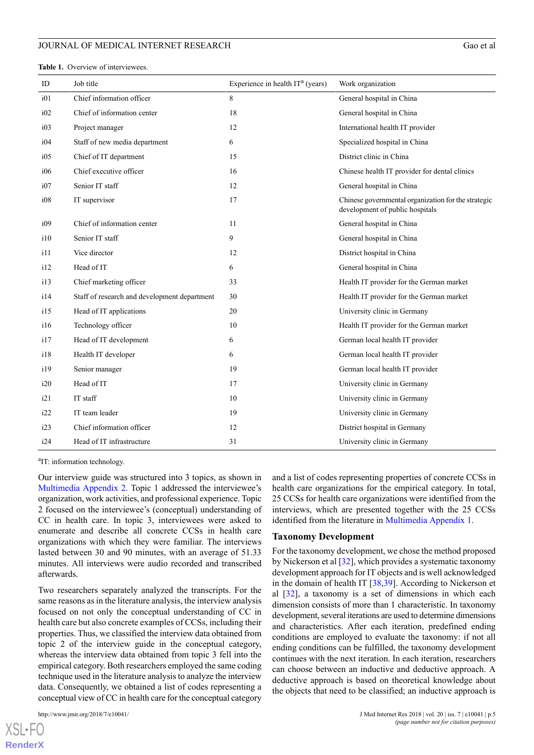**Table 1.** Overview of interviewees.

| ID | Job title | Experience in health IT[a] (years) | Work organization |
| --- | --- | --- | --- |
| i01 | Chief information officer | 8 | General hospital in China |
| i02 | Chief of information center | 18 | General hospital in China |
| i03 | Project manager | 12 | International health IT provider |
| i04 | Staff of new media department | 6 | Specialized hospital in China |
| i05 | Chief of IT department | 15 | District clinic in China |
| i06 | Chief executive officer | 16 | Chinese health IT provider for dental clinics |
| i07 | Senior IT staff | 12 | General hospital in China |
| i08 | IT supervisor | 17 | Chinese governmental organization for the strategic development of public hospitals |
| i09 | Chief of information center | 11 | General hospital in China |
| i10 | Senior IT staff | 9 | General hospital in China |
| i11 | Vice director | 12 | District hospital in China |
| i12 | Head of IT | 6 | General hospital in China |
| i13 | Chief marketing officer | 33 | Health IT provider for the German market |
| i14 | Staff of research and development department | 30 | Health IT provider for the German market |
| i15 | Head of IT applications | 20 | University clinic in Germany |
| i16 | Technology officer | 10 | Health IT provider for the German market |
| i17 | Head of IT development | 6 | German local health IT provider |
| i18 | Health IT developer | 6 | German local health IT provider |
| i19 | Senior manager | 19 | German local health IT provider |
| i20 | Head of IT | 17 | University clinic in Germany |
| i21 | IT staff | 10 | University clinic in Germany |
| i22 | IT team leader | 19 | University clinic in Germany |
| i23 | Chief information officer | 12 | District hospital in Germany |
| i24 | Head of IT infrastructure | 31 | University clinic in Germany |

[a]IT: information technology.

Our interview guide was structured into 3 topics, as shown in Multimedia Appendix 2. Topic 1 addressed the interviewee's organization, work activities, and professional experience. Topic 2 focused on the interviewee's (conceptual) understanding of CC in health care. In topic 3, interviewees were asked to enumerate and describe all concrete CCSs in health care organizations with which they were familiar. The interviews lasted between 30 and 90 minutes, with an average of 51.33 minutes. All interviews were audio recorded and transcribed afterwards.

Two researchers separately analyzed the transcripts. For the same reasons as in the literature analysis, the interview analysis focused on not only the conceptual understanding of CC in health care but also concrete examples of CCSs, including their properties. Thus, we classified the interview data obtained from topic 2 of the interview guide in the conceptual category, whereas the interview data obtained from topic 3 fell into the empirical category. Both researchers employed the same coding technique used in the literature analysis to analyze the interview data. Consequently, we obtained a list of codes representing a conceptual view of CC in health care for the conceptual category and a list of codes representing properties of concrete CCSs in health care organizations for the empirical category. In total, 25 CCSs for health care organizations were identified from the interviews, which are presented together with the 25 CCSs identified from the literature in Multimedia Appendix 1.

## Taxonomy Development

For the taxonomy development, we chose the method proposed by Nickerson et al [32], which provides a systematic taxonomy development approach for IT objects and is well acknowledged in the domain of health IT [38,39]. According to Nickerson et al [32], a taxonomy is a set of dimensions in which each dimension consists of more than 1 characteristic. In taxonomy development, several iterations are used to determine dimensions and characteristics. After each iteration, predefined ending conditions are employed to evaluate the taxonomy: if not all ending conditions can be fulfilled, the taxonomy development continues with the next iteration. In each iteration, researchers can choose between an inductive and deductive approach. A deductive approach is based on theoretical knowledge about the objects that need to be classified; an inductive approach is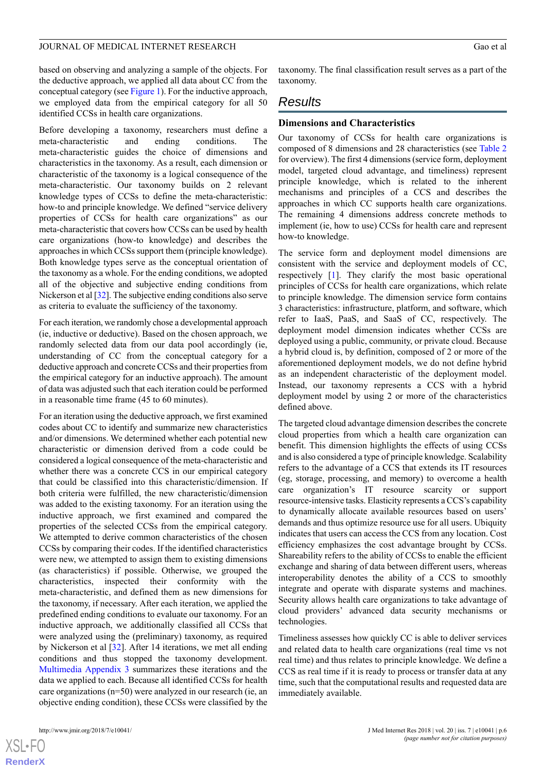based on observing and analyzing a sample of the objects. For the deductive approach, we applied all data about CC from the conceptual category (see Figure 1). For the inductive approach, we employed data from the empirical category for all 50 identified CCSs in health care organizations.

Before developing a taxonomy, researchers must define a meta-characteristic and ending conditions. The meta-characteristic guides the choice of dimensions and characteristics in the taxonomy. As a result, each dimension or characteristic of the taxonomy is a logical consequence of the meta-characteristic. Our taxonomy builds on 2 relevant knowledge types of CCSs to define the meta-characteristic: how-to and principle knowledge. We defined "service delivery properties of CCSs for health care organizations" as our meta-characteristic that covers how CCSs can be used by health care organizations (how-to knowledge) and describes the approaches in which CCSs support them (principle knowledge). Both knowledge types serve as the conceptual orientation of the taxonomy as a whole. For the ending conditions, we adopted all of the objective and subjective ending conditions from Nickerson et al [32]. The subjective ending conditions also serve as criteria to evaluate the sufficiency of the taxonomy.

For each iteration, we randomly chose a developmental approach (ie, inductive or deductive). Based on the chosen approach, we randomly selected data from our data pool accordingly (ie, understanding of CC from the conceptual category for a deductive approach and concrete CCSs and their properties from the empirical category for an inductive approach). The amount of data was adjusted such that each iteration could be performed in a reasonable time frame (45 to 60 minutes).

For an iteration using the deductive approach, we first examined codes about CC to identify and summarize new characteristics and/or dimensions. We determined whether each potential new characteristic or dimension derived from a code could be considered a logical consequence of the meta-characteristic and whether there was a concrete CCS in our empirical category that could be classified into this characteristic/dimension. If both criteria were fulfilled, the new characteristic/dimension was added to the existing taxonomy. For an iteration using the inductive approach, we first examined and compared the properties of the selected CCSs from the empirical category. We attempted to derive common characteristics of the chosen CCSs by comparing their codes. If the identified characteristics were new, we attempted to assign them to existing dimensions (as characteristics) if possible. Otherwise, we grouped the characteristics, inspected their conformity with the meta-characteristic, and defined them as new dimensions for the taxonomy, if necessary. After each iteration, we applied the predefined ending conditions to evaluate our taxonomy. For an inductive approach, we additionally classified all CCSs that were analyzed using the (preliminary) taxonomy, as required by Nickerson et al [32]. After 14 iterations, we met all ending conditions and thus stopped the taxonomy development. Multimedia Appendix 3 summarizes these iterations and the data we applied to each. Because all identified CCSs for health care organizations (n=50) were analyzed in our research (ie, an objective ending condition), these CCSs were classified by the taxonomy. The final classification result serves as a part of the taxonomy.

## Results

### Dimensions and Characteristics

Our taxonomy of CCSs for health care organizations is composed of 8 dimensions and 28 characteristics (see Table 2 for overview). The first 4 dimensions (service form, deployment model, targeted cloud advantage, and timeliness) represent principle knowledge, which is related to the inherent mechanisms and principles of a CCS and describes the approaches in which CC supports health care organizations. The remaining 4 dimensions address concrete methods to implement (ie, how to use) CCSs for health care and represent how-to knowledge.

The service form and deployment model dimensions are consistent with the service and deployment models of CC, respectively [1]. They clarify the most basic operational principles of CCSs for health care organizations, which relate to principle knowledge. The dimension service form contains 3 characteristics: infrastructure, platform, and software, which refer to IaaS, PaaS, and SaaS of CC, respectively. The deployment model dimension indicates whether CCSs are deployed using a public, community, or private cloud. Because a hybrid cloud is, by definition, composed of 2 or more of the aforementioned deployment models, we do not define hybrid as an independent characteristic of the deployment model. Instead, our taxonomy represents a CCS with a hybrid deployment model by using 2 or more of the characteristics defined above.

The targeted cloud advantage dimension describes the concrete cloud properties from which a health care organization can benefit. This dimension highlights the effects of using CCSs and is also considered a type of principle knowledge. Scalability refers to the advantage of a CCS that extends its IT resources (eg, storage, processing, and memory) to overcome a health care organization's IT resource scarcity or support resource-intensive tasks. Elasticity represents a CCS's capability to dynamically allocate available resources based on users' demands and thus optimize resource use for all users. Ubiquity indicates that users can access the CCS from any location. Cost efficiency emphasizes the cost advantage brought by CCSs. Shareability refers to the ability of CCSs to enable the efficient exchange and sharing of data between different users, whereas interoperability denotes the ability of a CCS to smoothly integrate and operate with disparate systems and machines. Security allows health care organizations to take advantage of cloud providers' advanced data security mechanisms or technologies.

Timeliness assesses how quickly CC is able to deliver services and related data to health care organizations (real time vs not real time) and thus relates to principle knowledge. We define a CCS as real time if it is ready to process or transfer data at any time, such that the computational results and requested data are immediately available.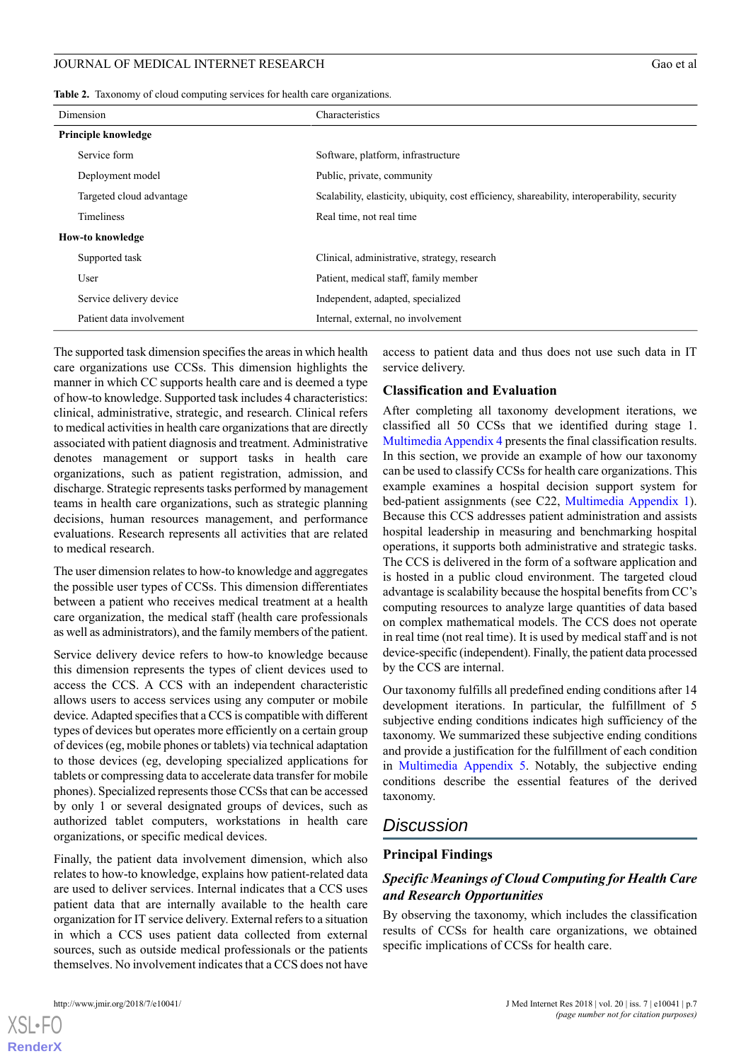**Table 2.** Taxonomy of cloud computing services for health care organizations.

| Dimension | Characteristics |
|---|---|
| **Principle knowledge** | |
| Service form | Software, platform, infrastructure |
| Deployment model | Public, private, community |
| Targeted cloud advantage | Scalability, elasticity, ubiquity, cost efficiency, shareability, interoperability, security |
| Timeliness | Real time, not real time |
| **How-to knowledge** | |
| Supported task | Clinical, administrative, strategy, research |
| User | Patient, medical staff, family member |
| Service delivery device | Independent, adapted, specialized |
| Patient data involvement | Internal, external, no involvement |

The supported task dimension specifies the areas in which health care organizations use CCSs. This dimension highlights the manner in which CC supports health care and is deemed a type of how-to knowledge. Supported task includes 4 characteristics: clinical, administrative, strategic, and research. Clinical refers to medical activities in health care organizations that are directly associated with patient diagnosis and treatment. Administrative denotes management or support tasks in health care organizations, such as patient registration, admission, and discharge. Strategic represents tasks performed by management teams in health care organizations, such as strategic planning decisions, human resources management, and performance evaluations. Research represents all activities that are related to medical research.

The user dimension relates to how-to knowledge and aggregates the possible user types of CCSs. This dimension differentiates between a patient who receives medical treatment at a health care organization, the medical staff (health care professionals as well as administrators), and the family members of the patient.

Service delivery device refers to how-to knowledge because this dimension represents the types of client devices used to access the CCS. A CCS with an independent characteristic allows users to access services using any computer or mobile device. Adapted specifies that a CCS is compatible with different types of devices but operates more efficiently on a certain group of devices (eg, mobile phones or tablets) via technical adaptation to those devices (eg, developing specialized applications for tablets or compressing data to accelerate data transfer for mobile phones). Specialized represents those CCSs that can be accessed by only 1 or several designated groups of devices, such as authorized tablet computers, workstations in health care organizations, or specific medical devices.

Finally, the patient data involvement dimension, which also relates to how-to knowledge, explains how patient-related data are used to deliver services. Internal indicates that a CCS uses patient data that are internally available to the health care organization for IT service delivery. External refers to a situation in which a CCS uses patient data collected from external sources, such as outside medical professionals or the patients themselves. No involvement indicates that a CCS does not have access to patient data and thus does not use such data in IT service delivery.

### Classification and Evaluation

After completing all taxonomy development iterations, we classified all 50 CCSs that we identified during stage 1. Multimedia Appendix 4 presents the final classification results. In this section, we provide an example of how our taxonomy can be used to classify CCSs for health care organizations. This example examines a hospital decision support system for bed-patient assignments (see C22, Multimedia Appendix 1). Because this CCS addresses patient administration and assists hospital leadership in measuring and benchmarking hospital operations, it supports both administrative and strategic tasks. The CCS is delivered in the form of a software application and is hosted in a public cloud environment. The targeted cloud advantage is scalability because the hospital benefits from CC's computing resources to analyze large quantities of data based on complex mathematical models. The CCS does not operate in real time (not real time). It is used by medical staff and is not device-specific (independent). Finally, the patient data processed by the CCS are internal.

Our taxonomy fulfills all predefined ending conditions after 14 development iterations. In particular, the fulfillment of 5 subjective ending conditions indicates high sufficiency of the taxonomy. We summarized these subjective ending conditions and provide a justification for the fulfillment of each condition in Multimedia Appendix 5. Notably, the subjective ending conditions describe the essential features of the derived taxonomy.

## Discussion

### Principal Findings

#### *Specific Meanings of Cloud Computing for Health Care and Research Opportunities*

By observing the taxonomy, which includes the classification results of CCSs for health care organizations, we obtained specific implications of CCSs for health care.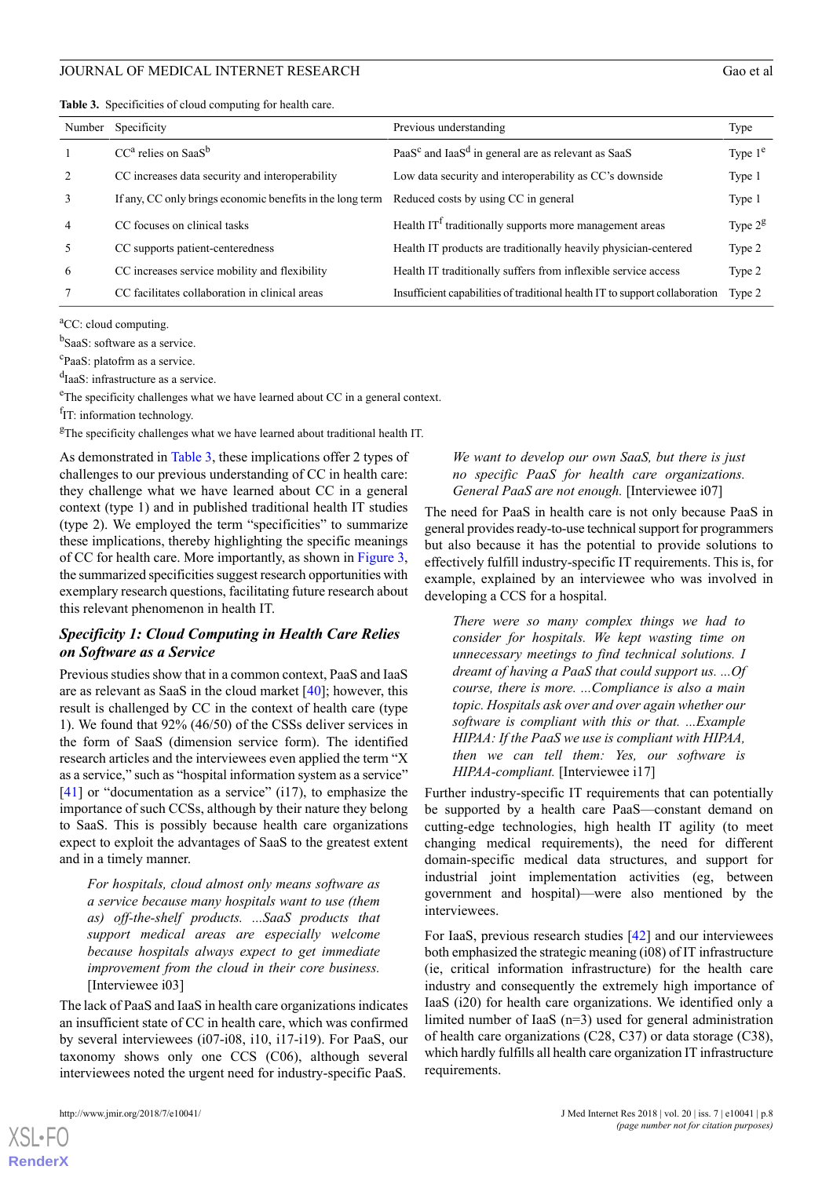**Table 3.** Specificities of cloud computing for health care.

| Number | Specificity | Previous understanding | Type |
|---|---|---|---|
| 1 | CC[a] relies on SaaS[b] | PaaS[c] and IaaS[d] in general are as relevant as SaaS | Type 1[e] |
| 2 | CC increases data security and interoperability | Low data security and interoperability as CC's downside | Type 1 |
| 3 | If any, CC only brings economic benefits in the long term | Reduced costs by using CC in general | Type 1 |
| 4 | CC focuses on clinical tasks | Health IT[f] traditionally supports more management areas | Type 2[g] |
| 5 | CC supports patient-centeredness | Health IT products are traditionally heavily physician-centered | Type 2 |
| 6 | CC increases service mobility and flexibility | Health IT traditionally suffers from inflexible service access | Type 2 |
| 7 | CC facilitates collaboration in clinical areas | Insufficient capabilities of traditional health IT to support collaboration | Type 2 |

[a]CC: cloud computing.

[b]SaaS: software as a service.

[c]PaaS: platofrm as a service.

[d]IaaS: infrastructure as a service.

[e]The specificity challenges what we have learned about CC in a general context.

[f]IT: information technology.

[g]The specificity challenges what we have learned about traditional health IT.

As demonstrated in Table 3, these implications offer 2 types of challenges to our previous understanding of CC in health care: they challenge what we have learned about CC in a general context (type 1) and in published traditional health IT studies (type 2). We employed the term "specificities" to summarize these implications, thereby highlighting the specific meanings of CC for health care. More importantly, as shown in Figure 3, the summarized specificities suggest research opportunities with exemplary research questions, facilitating future research about this relevant phenomenon in health IT.

### *Specificity 1: Cloud Computing in Health Care Relies on Software as a Service*

Previous studies show that in a common context, PaaS and IaaS are as relevant as SaaS in the cloud market [40]; however, this result is challenged by CC in the context of health care (type 1). We found that 92% (46/50) of the CSSs deliver services in the form of SaaS (dimension service form). The identified research articles and the interviewees even applied the term "X as a service," such as "hospital information system as a service" [41] or "documentation as a service" (i17), to emphasize the importance of such CCSs, although by their nature they belong to SaaS. This is possibly because health care organizations expect to exploit the advantages of SaaS to the greatest extent and in a timely manner.

> *For hospitals, cloud almost only means software as a service because many hospitals want to use (them as) off-the-shelf products. ...SaaS products that support medical areas are especially welcome because hospitals always expect to get immediate improvement from the cloud in their core business.* [Interviewee i03]

The lack of PaaS and IaaS in health care organizations indicates an insufficient state of CC in health care, which was confirmed by several interviewees (i07-i08, i10, i17-i19). For PaaS, our taxonomy shows only one CCS (C06), although several interviewees noted the urgent need for industry-specific PaaS.

> *We want to develop our own SaaS, but there is just no specific PaaS for health care organizations. General PaaS are not enough.* [Interviewee i07]

The need for PaaS in health care is not only because PaaS in general provides ready-to-use technical support for programmers but also because it has the potential to provide solutions to effectively fulfill industry-specific IT requirements. This is, for example, explained by an interviewee who was involved in developing a CCS for a hospital.

> *There were so many complex things we had to consider for hospitals. We kept wasting time on unnecessary meetings to find technical solutions. I dreamt of having a PaaS that could support us. ...Of course, there is more. ...Compliance is also a main topic. Hospitals ask over and over again whether our software is compliant with this or that. ...Example HIPAA: If the PaaS we use is compliant with HIPAA, then we can tell them: Yes, our software is HIPAA-compliant.* [Interviewee i17]

Further industry-specific IT requirements that can potentially be supported by a health care PaaS—constant demand on cutting-edge technologies, high health IT agility (to meet changing medical requirements), the need for different domain-specific medical data structures, and support for industrial joint implementation activities (eg, between government and hospital)—were also mentioned by the interviewees.

For IaaS, previous research studies [42] and our interviewees both emphasized the strategic meaning (i08) of IT infrastructure (ie, critical information infrastructure) for the health care industry and consequently the extremely high importance of IaaS (i20) for health care organizations. We identified only a limited number of IaaS (n=3) used for general administration of health care organizations (C28, C37) or data storage (C38), which hardly fulfills all health care organization IT infrastructure requirements.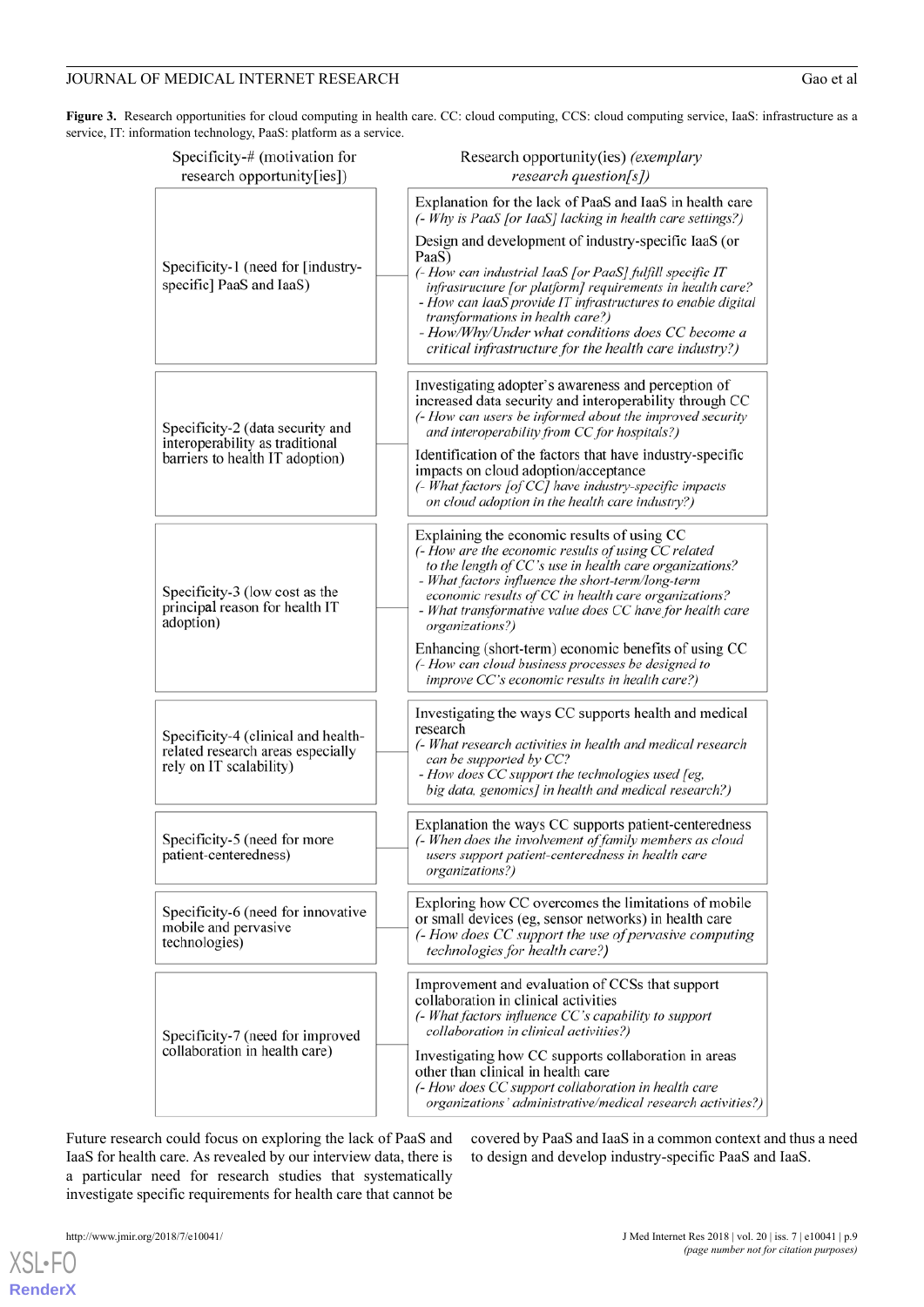**Figure 3.** Research opportunities for cloud computing in health care. CC: cloud computing, CCS: cloud computing service, IaaS: infrastructure as a service, IT: information technology, PaaS: platform as a service.

| Specificity-# (motivation for research opportunity[ies]) | Research opportunity(ies) *(exemplary research question[s])* |
| --- | --- |
| Specificity-1 (need for [industry-specific] PaaS and IaaS) | Explanation for the lack of PaaS and IaaS in health care<br>*(- Why is PaaS [or IaaS] lacking in health care settings?)*<br><br>Design and development of industry-specific IaaS (or PaaS)<br>*(- How can industrial IaaS [or PaaS] fulfill specific IT infrastructure [or platform] requirements in health care?*<br>*- How can IaaS provide IT infrastructures to enable digital transformations in health care?*<br>*- How/Why/Under what conditions does CC become a critical infrastructure for the health care industry?)* |
| Specificity-2 (data security and interoperability as traditional barriers to health IT adoption) | Investigating adopter's awareness and perception of increased data security and interoperability through CC<br>*(- How can users be informed about the improved security and interoperability from CC for hospitals?)*<br><br>Identification of the factors that have industry-specific impacts on cloud adoption/acceptance<br>*(- What factors [of CC] have industry-specific impacts on cloud adoption in the health care industry?)* |
| Specificity-3 (low cost as the principal reason for health IT adoption) | Explaining the economic results of using CC<br>*(- How are the economic results of using CC related to the length of CC's use in health care organizations?*<br>*- What factors influence the short-term/long-term economic results of CC in health care organizations?*<br>*- What transformative value does CC have for health care organizations?)*<br><br>Enhancing (short-term) economic benefits of using CC<br>*(- How can cloud business processes be designed to improve CC's economic results in health care?)* |
| Specificity-4 (clinical and health-related research areas especially rely on IT scalability) | Investigating the ways CC supports health and medical research<br>*(- What research activities in health and medical research can be supported by CC?*<br>*- How does CC support the technologies used [eg, big data, genomics] in health and medical research?)* |
| Specificity-5 (need for more patient-centeredness) | Explanation the ways CC supports patient-centeredness<br>*(- When does the involvement of family members as cloud users support patient-centeredness in health care organizations?)* |
| Specificity-6 (need for innovative mobile and pervasive technologies) | Exploring how CC overcomes the limitations of mobile or small devices (eg, sensor networks) in health care<br>*(- How does CC support the use of pervasive computing technologies for health care?)* |
| Specificity-7 (need for improved collaboration in health care) | Improvement and evaluation of CCSs that support collaboration in clinical activities<br>*(- What factors influence CC's capability to support collaboration in clinical activities?)*<br><br>Investigating how CC supports collaboration in areas other than clinical in health care<br>*(- How does CC support collaboration in health care organizations' administrative/medical research activities?)* |

Future research could focus on exploring the lack of PaaS and IaaS for health care. As revealed by our interview data, there is a particular need for research studies that systematically investigate specific requirements for health care that cannot be covered by PaaS and IaaS in a common context and thus a need to design and develop industry-specific PaaS and IaaS.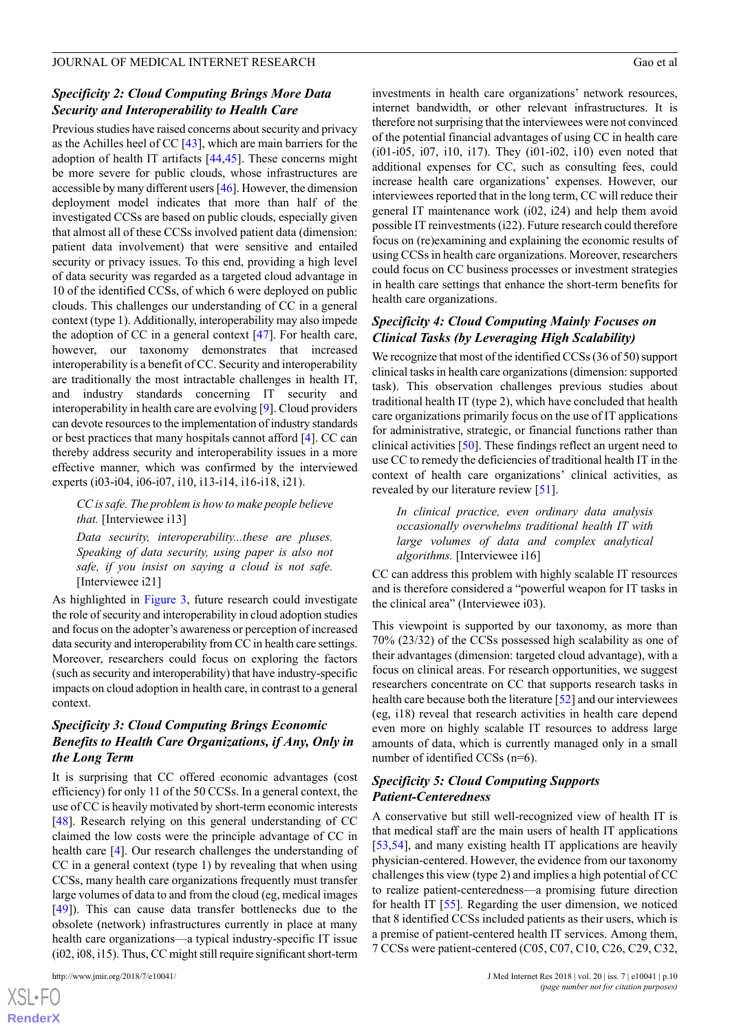### Specificity 2: Cloud Computing Brings More Data Security and Interoperability to Health Care

Previous studies have raised concerns about security and privacy as the Achilles heel of CC [43], which are main barriers for the adoption of health IT artifacts [44,45]. These concerns might be more severe for public clouds, whose infrastructures are accessible by many different users [46]. However, the dimension deployment model indicates that more than half of the investigated CCSs are based on public clouds, especially given that almost all of these CCSs involved patient data (dimension: patient data involvement) that were sensitive and entailed security or privacy issues. To this end, providing a high level of data security was regarded as a targeted cloud advantage in 10 of the identified CCSs, of which 6 were deployed on public clouds. This challenges our understanding of CC in a general context (type 1). Additionally, interoperability may also impede the adoption of CC in a general context [47]. For health care, however, our taxonomy demonstrates that increased interoperability is a benefit of CC. Security and interoperability are traditionally the most intractable challenges in health IT, and industry standards concerning IT security and interoperability in health care are evolving [9]. Cloud providers can devote resources to the implementation of industry standards or best practices that many hospitals cannot afford [4]. CC can thereby address security and interoperability issues in a more effective manner, which was confirmed by the interviewed experts (i03-i04, i06-i07, i10, i13-i14, i16-i18, i21).

> *CC is safe. The problem is how to make people believe that.* [Interviewee i13]
>
> *Data security, interoperability...these are pluses. Speaking of data security, using paper is also not safe, if you insist on saying a cloud is not safe.* [Interviewee i21]

As highlighted in Figure 3, future research could investigate the role of security and interoperability in cloud adoption studies and focus on the adopter's awareness or perception of increased data security and interoperability from CC in health care settings. Moreover, researchers could focus on exploring the factors (such as security and interoperability) that have industry-specific impacts on cloud adoption in health care, in contrast to a general context.

### Specificity 3: Cloud Computing Brings Economic Benefits to Health Care Organizations, if Any, Only in the Long Term

It is surprising that CC offered economic advantages (cost efficiency) for only 11 of the 50 CCSs. In a general context, the use of CC is heavily motivated by short-term economic interests [48]. Research relying on this general understanding of CC claimed the low costs were the principle advantage of CC in health care [4]. Our research challenges the understanding of CC in a general context (type 1) by revealing that when using CCSs, many health care organizations frequently must transfer large volumes of data to and from the cloud (eg, medical images [49]). This can cause data transfer bottlenecks due to the obsolete (network) infrastructures currently in place at many health care organizations—a typical industry-specific IT issue (i02, i08, i15). Thus, CC might still require significant short-term investments in health care organizations' network resources, internet bandwidth, or other relevant infrastructures. It is therefore not surprising that the interviewees were not convinced of the potential financial advantages of using CC in health care (i01-i05, i07, i10, i17). They (i01-i02, i10) even noted that additional expenses for CC, such as consulting fees, could increase health care organizations' expenses. However, our interviewees reported that in the long term, CC will reduce their general IT maintenance work (i02, i24) and help them avoid possible IT reinvestments (i22). Future research could therefore focus on (re)examining and explaining the economic results of using CCSs in health care organizations. Moreover, researchers could focus on CC business processes or investment strategies in health care settings that enhance the short-term benefits for health care organizations.

### Specificity 4: Cloud Computing Mainly Focuses on Clinical Tasks (by Leveraging High Scalability)

We recognize that most of the identified CCSs (36 of 50) support clinical tasks in health care organizations (dimension: supported task). This observation challenges previous studies about traditional health IT (type 2), which have concluded that health care organizations primarily focus on the use of IT applications for administrative, strategic, or financial functions rather than clinical activities [50]. These findings reflect an urgent need to use CC to remedy the deficiencies of traditional health IT in the context of health care organizations' clinical activities, as revealed by our literature review [51].

> *In clinical practice, even ordinary data analysis occasionally overwhelms traditional health IT with large volumes of data and complex analytical algorithms.* [Interviewee i16]

CC can address this problem with highly scalable IT resources and is therefore considered a "powerful weapon for IT tasks in the clinical area" (Interviewee i03).

This viewpoint is supported by our taxonomy, as more than 70% (23/32) of the CCSs possessed high scalability as one of their advantages (dimension: targeted cloud advantage), with a focus on clinical areas. For research opportunities, we suggest researchers concentrate on CC that supports research tasks in health care because both the literature [52] and our interviewees (eg, i18) reveal that research activities in health care depend even more on highly scalable IT resources to address large amounts of data, which is currently managed only in a small number of identified CCSs (n=6).

### Specificity 5: Cloud Computing Supports Patient-Centeredness

A conservative but still well-recognized view of health IT is that medical staff are the main users of health IT applications [53,54], and many existing health IT applications are heavily physician-centered. However, the evidence from our taxonomy challenges this view (type 2) and implies a high potential of CC to realize patient-centeredness—a promising future direction for health IT [55]. Regarding the user dimension, we noticed that 8 identified CCSs included patients as their users, which is a premise of patient-centered health IT services. Among them, 7 CCSs were patient-centered (C05, C07, C10, C26, C29, C32,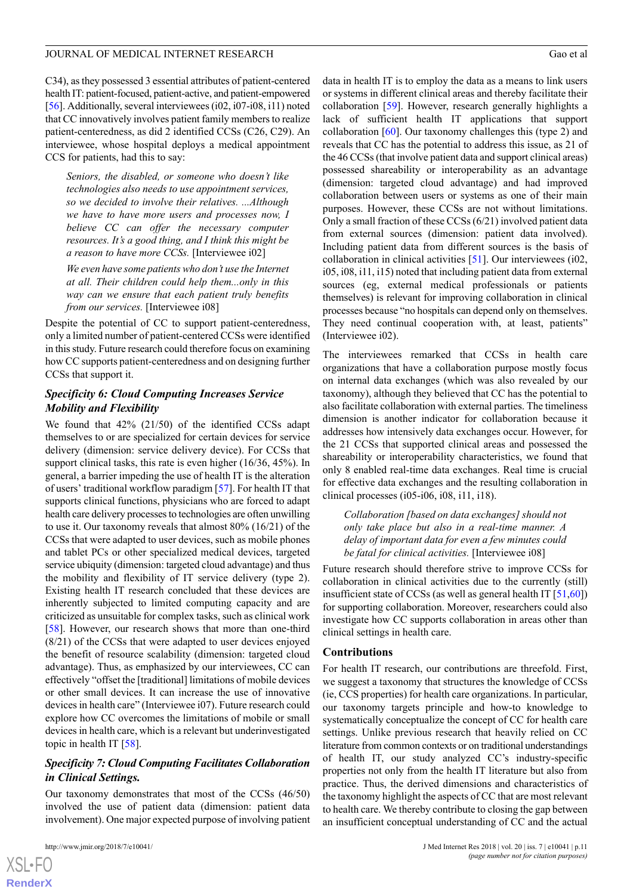C34), as they possessed 3 essential attributes of patient-centered health IT: patient-focused, patient-active, and patient-empowered [56]. Additionally, several interviewees (i02, i07-i08, i11) noted that CC innovatively involves patient family members to realize patient-centeredness, as did 2 identified CCSs (C26, C29). An interviewee, whose hospital deploys a medical appointment CCS for patients, had this to say:

> *Seniors, the disabled, or someone who doesn't like technologies also needs to use appointment services, so we decided to involve their relatives. ...Although we have to have more users and processes now, I believe CC can offer the necessary computer resources. It's a good thing, and I think this might be a reason to have more CCSs.* [Interviewee i02]
>
> *We even have some patients who don't use the Internet at all. Their children could help them...only in this way can we ensure that each patient truly benefits from our services.* [Interviewee i08]

Despite the potential of CC to support patient-centeredness, only a limited number of patient-centered CCSs were identified in this study. Future research could therefore focus on examining how CC supports patient-centeredness and on designing further CCSs that support it.

### *Specificity 6: Cloud Computing Increases Service Mobility and Flexibility*

We found that 42% (21/50) of the identified CCSs adapt themselves to or are specialized for certain devices for service delivery (dimension: service delivery device). For CCSs that support clinical tasks, this rate is even higher (16/36, 45%). In general, a barrier impeding the use of health IT is the alteration of users' traditional workflow paradigm [57]. For health IT that supports clinical functions, physicians who are forced to adapt health care delivery processes to technologies are often unwilling to use it. Our taxonomy reveals that almost 80% (16/21) of the CCSs that were adapted to user devices, such as mobile phones and tablet PCs or other specialized medical devices, targeted service ubiquity (dimension: targeted cloud advantage) and thus the mobility and flexibility of IT service delivery (type 2). Existing health IT research concluded that these devices are inherently subjected to limited computing capacity and are criticized as unsuitable for complex tasks, such as clinical work [58]. However, our research shows that more than one-third (8/21) of the CCSs that were adapted to user devices enjoyed the benefit of resource scalability (dimension: targeted cloud advantage). Thus, as emphasized by our interviewees, CC can effectively "offset the [traditional] limitations of mobile devices or other small devices. It can increase the use of innovative devices in health care" (Interviewee i07). Future research could explore how CC overcomes the limitations of mobile or small devices in health care, which is a relevant but underinvestigated topic in health IT [58].

### *Specificity 7: Cloud Computing Facilitates Collaboration in Clinical Settings.*

Our taxonomy demonstrates that most of the CCSs (46/50) involved the use of patient data (dimension: patient data involvement). One major expected purpose of involving patient data in health IT is to employ the data as a means to link users or systems in different clinical areas and thereby facilitate their collaboration [59]. However, research generally highlights a lack of sufficient health IT applications that support collaboration [60]. Our taxonomy challenges this (type 2) and reveals that CC has the potential to address this issue, as 21 of the 46 CCSs (that involve patient data and support clinical areas) possessed shareability or interoperability as an advantage (dimension: targeted cloud advantage) and had improved collaboration between users or systems as one of their main purposes. However, these CCSs are not without limitations. Only a small fraction of these CCSs (6/21) involved patient data from external sources (dimension: patient data involved). Including patient data from different sources is the basis of collaboration in clinical activities [51]. Our interviewees (i02, i05, i08, i11, i15) noted that including patient data from external sources (eg, external medical professionals or patients themselves) is relevant for improving collaboration in clinical processes because "no hospitals can depend only on themselves. They need continual cooperation with, at least, patients" (Interviewee i02).

The interviewees remarked that CCSs in health care organizations that have a collaboration purpose mostly focus on internal data exchanges (which was also revealed by our taxonomy), although they believed that CC has the potential to also facilitate collaboration with external parties. The timeliness dimension is another indicator for collaboration because it addresses how intensively data exchanges occur. However, for the 21 CCSs that supported clinical areas and possessed the shareability or interoperability characteristics, we found that only 8 enabled real-time data exchanges. Real time is crucial for effective data exchanges and the resulting collaboration in clinical processes (i05-i06, i08, i11, i18).

> *Collaboration [based on data exchanges] should not only take place but also in a real-time manner. A delay of important data for even a few minutes could be fatal for clinical activities.* [Interviewee i08]

Future research should therefore strive to improve CCSs for collaboration in clinical activities due to the currently (still) insufficient state of CCSs (as well as general health IT [51,60]) for supporting collaboration. Moreover, researchers could also investigate how CC supports collaboration in areas other than clinical settings in health care.

### Contributions

For health IT research, our contributions are threefold. First, we suggest a taxonomy that structures the knowledge of CCSs (ie, CCS properties) for health care organizations. In particular, our taxonomy targets principle and how-to knowledge to systematically conceptualize the concept of CC for health care settings. Unlike previous research that heavily relied on CC literature from common contexts or on traditional understandings of health IT, our study analyzed CC's industry-specific properties not only from the health IT literature but also from practice. Thus, the derived dimensions and characteristics of the taxonomy highlight the aspects of CC that are most relevant to health care. We thereby contribute to closing the gap between an insufficient conceptual understanding of CC and the actual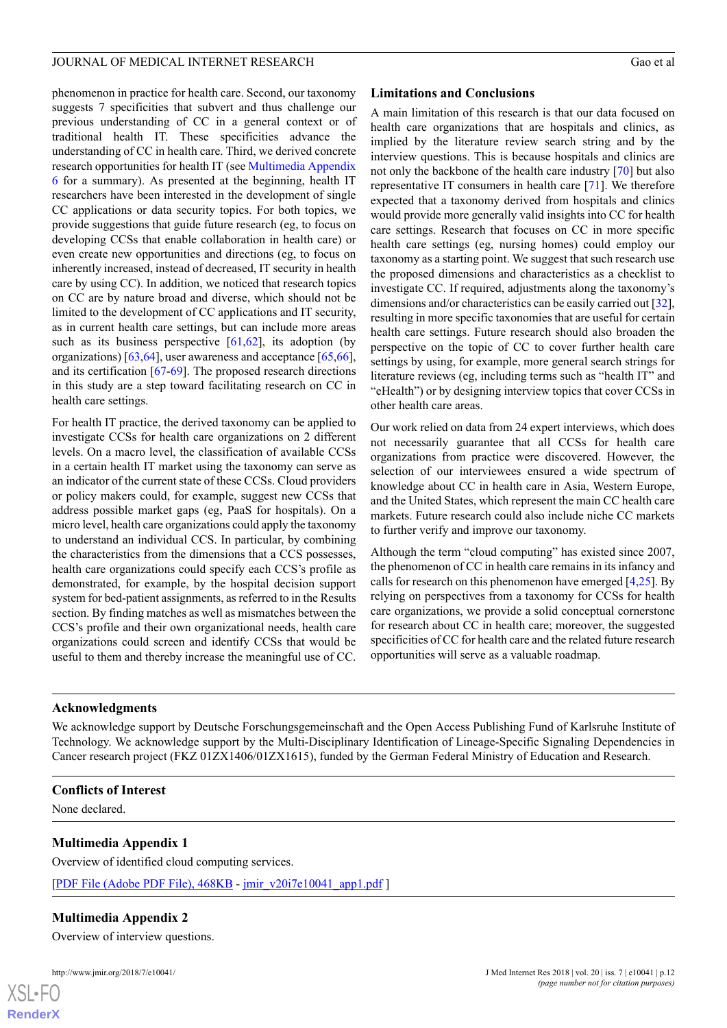phenomenon in practice for health care. Second, our taxonomy suggests 7 specificities that subvert and thus challenge our previous understanding of CC in a general context or of traditional health IT. These specificities advance the understanding of CC in health care. Third, we derived concrete research opportunities for health IT (see Multimedia Appendix 6 for a summary). As presented at the beginning, health IT researchers have been interested in the development of single CC applications or data security topics. For both topics, we provide suggestions that guide future research (eg, to focus on developing CCSs that enable collaboration in health care) or even create new opportunities and directions (eg, to focus on inherently increased, instead of decreased, IT security in health care by using CC). In addition, we noticed that research topics on CC are by nature broad and diverse, which should not be limited to the development of CC applications and IT security, as in current health care settings, but can include more areas such as its business perspective [61,62], its adoption (by organizations) [63,64], user awareness and acceptance [65,66], and its certification [67-69]. The proposed research directions in this study are a step toward facilitating research on CC in health care settings.

For health IT practice, the derived taxonomy can be applied to investigate CCSs for health care organizations on 2 different levels. On a macro level, the classification of available CCSs in a certain health IT market using the taxonomy can serve as an indicator of the current state of these CCSs. Cloud providers or policy makers could, for example, suggest new CCSs that address possible market gaps (eg, PaaS for hospitals). On a micro level, health care organizations could apply the taxonomy to understand an individual CCS. In particular, by combining the characteristics from the dimensions that a CCS possesses, health care organizations could specify each CCS's profile as demonstrated, for example, by the hospital decision support system for bed-patient assignments, as referred to in the Results section. By finding matches as well as mismatches between the CCS's profile and their own organizational needs, health care organizations could screen and identify CCSs that would be useful to them and thereby increase the meaningful use of CC.

## Limitations and Conclusions

A main limitation of this research is that our data focused on health care organizations that are hospitals and clinics, as implied by the literature review search string and by the interview questions. This is because hospitals and clinics are not only the backbone of the health care industry [70] but also representative IT consumers in health care [71]. We therefore expected that a taxonomy derived from hospitals and clinics would provide more generally valid insights into CC for health care settings. Research that focuses on CC in more specific health care settings (eg, nursing homes) could employ our taxonomy as a starting point. We suggest that such research use the proposed dimensions and characteristics as a checklist to investigate CC. If required, adjustments along the taxonomy's dimensions and/or characteristics can be easily carried out [32], resulting in more specific taxonomies that are useful for certain health care settings. Future research should also broaden the perspective on the topic of CC to cover further health care settings by using, for example, more general search strings for literature reviews (eg, including terms such as "health IT" and "eHealth") or by designing interview topics that cover CCSs in other health care areas.

Our work relied on data from 24 expert interviews, which does not necessarily guarantee that all CCSs for health care organizations from practice were discovered. However, the selection of our interviewees ensured a wide spectrum of knowledge about CC in health care in Asia, Western Europe, and the United States, which represent the main CC health care markets. Future research could also include niche CC markets to further verify and improve our taxonomy.

Although the term "cloud computing" has existed since 2007, the phenomenon of CC in health care remains in its infancy and calls for research on this phenomenon have emerged [4,25]. By relying on perspectives from a taxonomy for CCSs for health care organizations, we provide a solid conceptual cornerstone for research about CC in health care; moreover, the suggested specificities of CC for health care and the related future research opportunities will serve as a valuable roadmap.

## Acknowledgments

We acknowledge support by Deutsche Forschungsgemeinschaft and the Open Access Publishing Fund of Karlsruhe Institute of Technology. We acknowledge support by the Multi-Disciplinary Identification of Lineage-Specific Signaling Dependencies in Cancer research project (FKZ 01ZX1406/01ZX1615), funded by the German Federal Ministry of Education and Research.

## Conflicts of Interest

None declared.

## Multimedia Appendix 1

Overview of identified cloud computing services.

[PDF File (Adobe PDF File), 468KB - jmir_v20i7e10041_app1.pdf ]

## Multimedia Appendix 2

Overview of interview questions.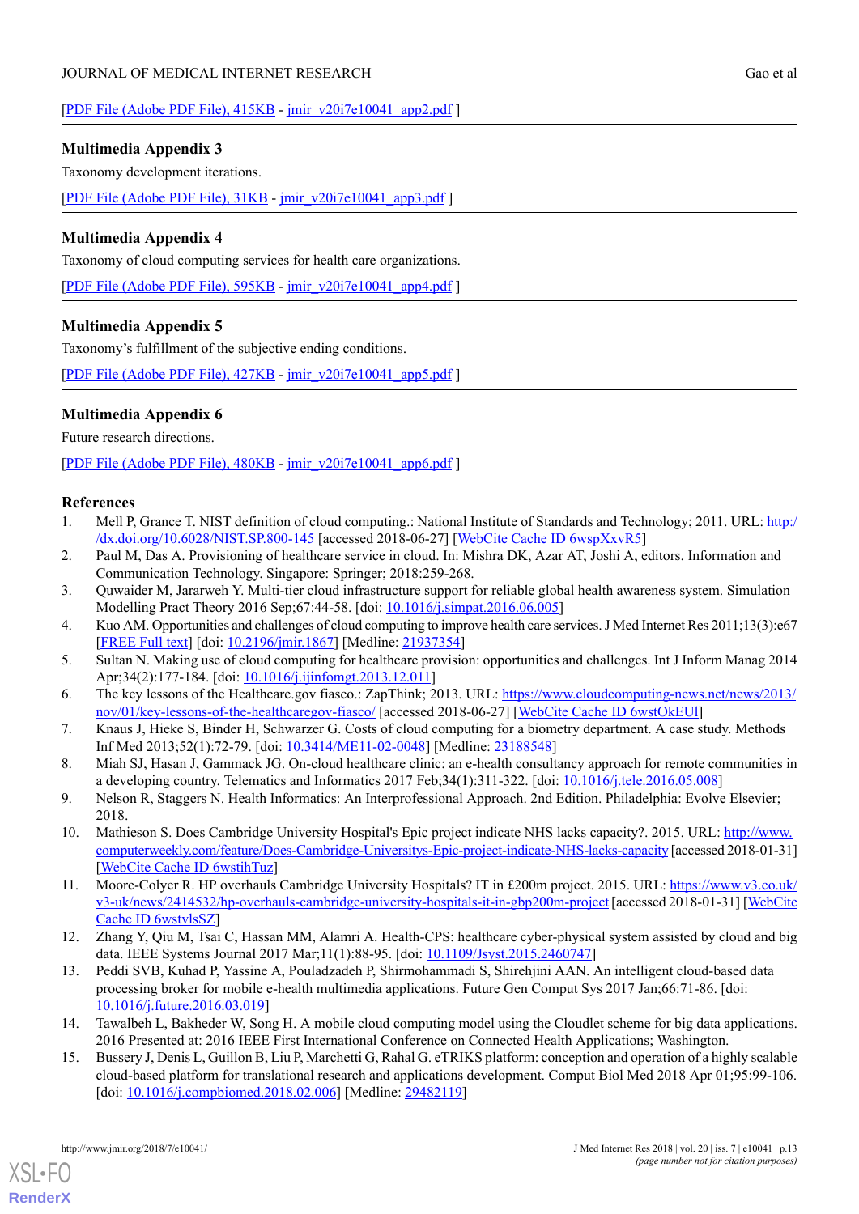[PDF File (Adobe PDF File), 415KB - jmir_v20i7e10041_app2.pdf ]

### Multimedia Appendix 3

Taxonomy development iterations.

[PDF File (Adobe PDF File), 31KB - jmir_v20i7e10041_app3.pdf ]

### Multimedia Appendix 4

Taxonomy of cloud computing services for health care organizations.

[PDF File (Adobe PDF File), 595KB - jmir_v20i7e10041_app4.pdf ]

### Multimedia Appendix 5

Taxonomy's fulfillment of the subjective ending conditions.

[PDF File (Adobe PDF File), 427KB - jmir_v20i7e10041_app5.pdf ]

### Multimedia Appendix 6

Future research directions.

[PDF File (Adobe PDF File), 480KB - jmir_v20i7e10041_app6.pdf ]

## References

1. Mell P, Grance T. NIST definition of cloud computing.: National Institute of Standards and Technology; 2011. URL: http://dx.doi.org/10.6028/NIST.SP.800-145 [accessed 2018-06-27] [WebCite Cache ID 6wspXxvR5]
2. Paul M, Das A. Provisioning of healthcare service in cloud. In: Mishra DK, Azar AT, Joshi A, editors. Information and Communication Technology. Singapore: Springer; 2018:259-268.
3. Quwaider M, Jararweh Y. Multi-tier cloud infrastructure support for reliable global health awareness system. Simulation Modelling Pract Theory 2016 Sep;67:44-58. [doi: 10.1016/j.simpat.2016.06.005]
4. Kuo AM. Opportunities and challenges of cloud computing to improve health care services. J Med Internet Res 2011;13(3):e67 [FREE Full text] [doi: 10.2196/jmir.1867] [Medline: 21937354]
5. Sultan N. Making use of cloud computing for healthcare provision: opportunities and challenges. Int J Inform Manag 2014 Apr;34(2):177-184. [doi: 10.1016/j.ijinfomgt.2013.12.011]
6. The key lessons of the Healthcare.gov fiasco.: ZapThink; 2013. URL: https://www.cloudcomputing-news.net/news/2013/nov/01/key-lessons-of-the-healthcaregov-fiasco/ [accessed 2018-06-27] [WebCite Cache ID 6wstOkEUl]
7. Knaus J, Hieke S, Binder H, Schwarzer G. Costs of cloud computing for a biometry department. A case study. Methods Inf Med 2013;52(1):72-79. [doi: 10.3414/ME11-02-0048] [Medline: 23188548]
8. Miah SJ, Hasan J, Gammack JG. On-cloud healthcare clinic: an e-health consultancy approach for remote communities in a developing country. Telematics and Informatics 2017 Feb;34(1):311-322. [doi: 10.1016/j.tele.2016.05.008]
9. Nelson R, Staggers N. Health Informatics: An Interprofessional Approach. 2nd Edition. Philadelphia: Evolve Elsevier; 2018.
10. Mathieson S. Does Cambridge University Hospital's Epic project indicate NHS lacks capacity?. 2015. URL: http://www.computerweekly.com/feature/Does-Cambridge-Universitys-Epic-project-indicate-NHS-lacks-capacity [accessed 2018-01-31] [WebCite Cache ID 6wstihTuz]
11. Moore-Colyer R. HP overhauls Cambridge University Hospitals? IT in £200m project. 2015. URL: https://www.v3.co.uk/v3-uk/news/2414532/hp-overhauls-cambridge-university-hospitals-it-in-gbp200m-project [accessed 2018-01-31] [WebCite Cache ID 6wstvlsSZ]
12. Zhang Y, Qiu M, Tsai C, Hassan MM, Alamri A. Health-CPS: healthcare cyber-physical system assisted by cloud and big data. IEEE Systems Journal 2017 Mar;11(1):88-95. [doi: 10.1109/Jsyst.2015.2460747]
13. Peddi SVB, Kuhad P, Yassine A, Pouladzadeh P, Shirmohammadi S, Shirehjini AAN. An intelligent cloud-based data processing broker for mobile e-health multimedia applications. Future Gen Comput Sys 2017 Jan;66:71-86. [doi: 10.1016/j.future.2016.03.019]
14. Tawalbeh L, Bakheder W, Song H. A mobile cloud computing model using the Cloudlet scheme for big data applications. 2016 Presented at: 2016 IEEE First International Conference on Connected Health Applications; Washington.
15. Bussery J, Denis L, Guillon B, Liu P, Marchetti G, Rahal G. eTRIKS platform: conception and operation of a highly scalable cloud-based platform for translational research and applications development. Comput Biol Med 2018 Apr 01;95:99-106. [doi: 10.1016/j.compbiomed.2018.02.006] [Medline: 29482119]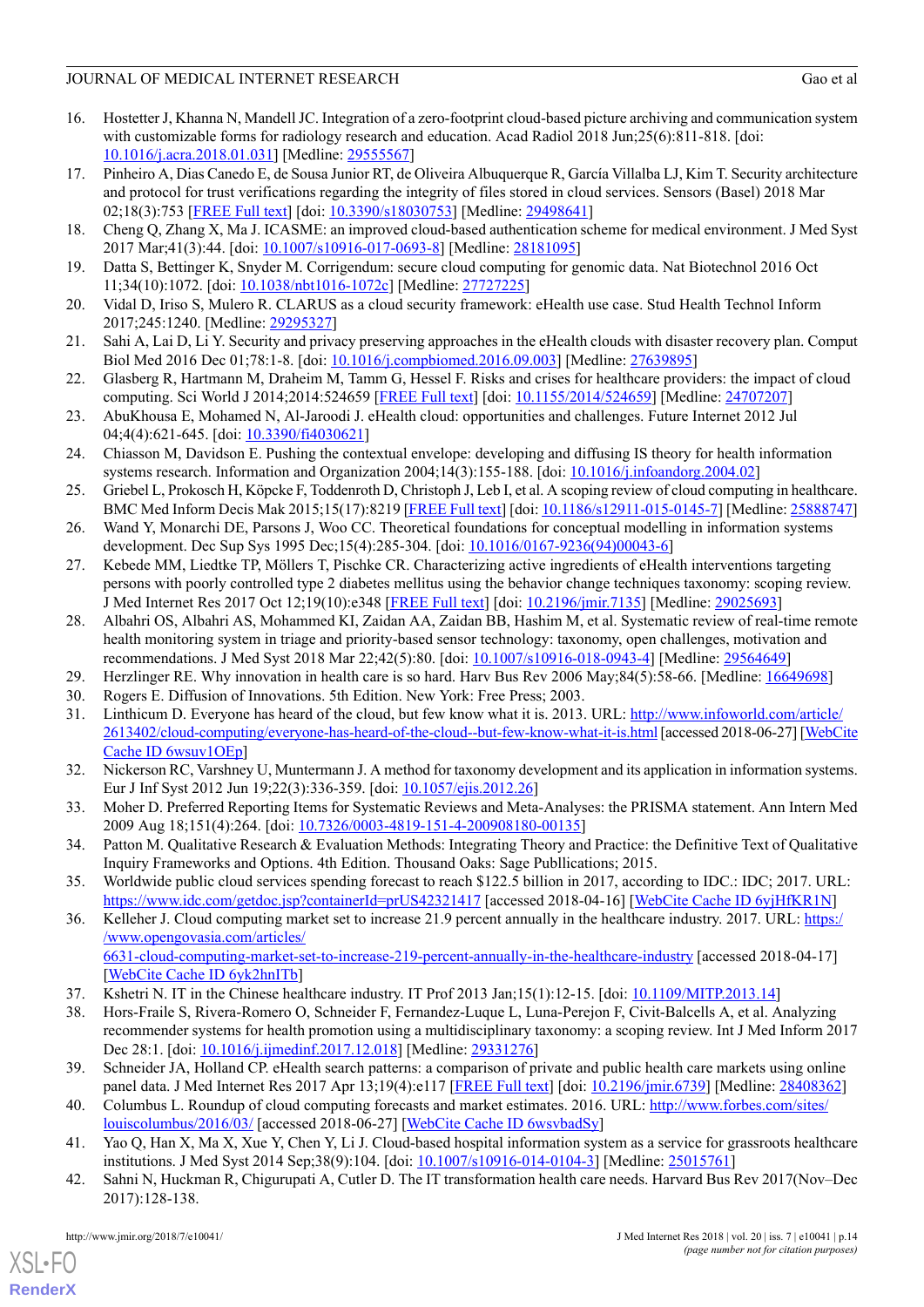16. Hostetter J, Khanna N, Mandell JC. Integration of a zero-footprint cloud-based picture archiving and communication system with customizable forms for radiology research and education. Acad Radiol 2018 Jun;25(6):811-818. [doi: 10.1016/j.acra.2018.01.031] [Medline: 29555567]
17. Pinheiro A, Dias Canedo E, de Sousa Junior RT, de Oliveira Albuquerque R, García Villalba LJ, Kim T. Security architecture and protocol for trust verifications regarding the integrity of files stored in cloud services. Sensors (Basel) 2018 Mar 02;18(3):753 [FREE Full text] [doi: 10.3390/s18030753] [Medline: 29498641]
18. Cheng Q, Zhang X, Ma J. ICASME: an improved cloud-based authentication scheme for medical environment. J Med Syst 2017 Mar;41(3):44. [doi: 10.1007/s10916-017-0693-8] [Medline: 28181095]
19. Datta S, Bettinger K, Snyder M. Corrigendum: secure cloud computing for genomic data. Nat Biotechnol 2016 Oct 11;34(10):1072. [doi: 10.1038/nbt1016-1072c] [Medline: 27727225]
20. Vidal D, Iriso S, Mulero R. CLARUS as a cloud security framework: eHealth use case. Stud Health Technol Inform 2017;245:1240. [Medline: 29295327]
21. Sahi A, Lai D, Li Y. Security and privacy preserving approaches in the eHealth clouds with disaster recovery plan. Comput Biol Med 2016 Dec 01;78:1-8. [doi: 10.1016/j.compbiomed.2016.09.003] [Medline: 27639895]
22. Glasberg R, Hartmann M, Draheim M, Tamm G, Hessel F. Risks and crises for healthcare providers: the impact of cloud computing. Sci World J 2014;2014:524659 [FREE Full text] [doi: 10.1155/2014/524659] [Medline: 24707207]
23. AbuKhousa E, Mohamed N, Al-Jaroodi J. eHealth cloud: opportunities and challenges. Future Internet 2012 Jul 04;4(4):621-645. [doi: 10.3390/fi4030621]
24. Chiasson M, Davidson E. Pushing the contextual envelope: developing and diffusing IS theory for health information systems research. Information and Organization 2004;14(3):155-188. [doi: 10.1016/j.infoandorg.2004.02]
25. Griebel L, Prokosch H, Köpcke F, Toddenroth D, Christoph J, Leb I, et al. A scoping review of cloud computing in healthcare. BMC Med Inform Decis Mak 2015;15(17):8219 [FREE Full text] [doi: 10.1186/s12911-015-0145-7] [Medline: 25888747]
26. Wand Y, Monarchi DE, Parsons J, Woo CC. Theoretical foundations for conceptual modelling in information systems development. Dec Sup Sys 1995 Dec;15(4):285-304. [doi: 10.1016/0167-9236(94)00043-6]
27. Kebede MM, Liedtke TP, Möllers T, Pischke CR. Characterizing active ingredients of eHealth interventions targeting persons with poorly controlled type 2 diabetes mellitus using the behavior change techniques taxonomy: scoping review. J Med Internet Res 2017 Oct 12;19(10):e348 [FREE Full text] [doi: 10.2196/jmir.7135] [Medline: 29025693]
28. Albahri OS, Albahri AS, Mohammed KI, Zaidan AA, Zaidan BB, Hashim M, et al. Systematic review of real-time remote health monitoring system in triage and priority-based sensor technology: taxonomy, open challenges, motivation and recommendations. J Med Syst 2018 Mar 22;42(5):80. [doi: 10.1007/s10916-018-0943-4] [Medline: 29564649]
29. Herzlinger RE. Why innovation in health care is so hard. Harv Bus Rev 2006 May;84(5):58-66. [Medline: 16649698]
30. Rogers E. Diffusion of Innovations. 5th Edition. New York: Free Press; 2003.
31. Linthicum D. Everyone has heard of the cloud, but few know what it is. 2013. URL: http://www.infoworld.com/article/2613402/cloud-computing/everyone-has-heard-of-the-cloud--but-few-know-what-it-is.html [accessed 2018-06-27] [WebCite Cache ID 6wsuv1OEp]
32. Nickerson RC, Varshney U, Muntermann J. A method for taxonomy development and its application in information systems. Eur J Inf Syst 2012 Jun 19;22(3):336-359. [doi: 10.1057/ejis.2012.26]
33. Moher D. Preferred Reporting Items for Systematic Reviews and Meta-Analyses: the PRISMA statement. Ann Intern Med 2009 Aug 18;151(4):264. [doi: 10.7326/0003-4819-151-4-200908180-00135]
34. Patton M. Qualitative Research & Evaluation Methods: Integrating Theory and Practice: the Definitive Text of Qualitative Inquiry Frameworks and Options. 4th Edition. Thousand Oaks: Sage Publlications; 2015.
35. Worldwide public cloud services spending forecast to reach $122.5 billion in 2017, according to IDC.: IDC; 2017. URL: https://www.idc.com/getdoc.jsp?containerId=prUS42321417 [accessed 2018-04-16] [WebCite Cache ID 6yjHfKR1N]
36. Kelleher J. Cloud computing market set to increase 21.9 percent annually in the healthcare industry. 2017. URL: https://www.opengovasia.com/articles/6631-cloud-computing-market-set-to-increase-219-percent-annually-in-the-healthcare-industry [accessed 2018-04-17] [WebCite Cache ID 6yk2hnITb]
37. Kshetri N. IT in the Chinese healthcare industry. IT Prof 2013 Jan;15(1):12-15. [doi: 10.1109/MITP.2013.14]
38. Hors-Fraile S, Rivera-Romero O, Schneider F, Fernandez-Luque L, Luna-Perejon F, Civit-Balcells A, et al. Analyzing recommender systems for health promotion using a multidisciplinary taxonomy: a scoping review. Int J Med Inform 2017 Dec 28:1. [doi: 10.1016/j.ijmedinf.2017.12.018] [Medline: 29331276]
39. Schneider JA, Holland CP. eHealth search patterns: a comparison of private and public health care markets using online panel data. J Med Internet Res 2017 Apr 13;19(4):e117 [FREE Full text] [doi: 10.2196/jmir.6739] [Medline: 28408362]
40. Columbus L. Roundup of cloud computing forecasts and market estimates. 2016. URL: http://www.forbes.com/sites/louiscolumbus/2016/03/ [accessed 2018-06-27] [WebCite Cache ID 6wsvbadSy]
41. Yao Q, Han X, Ma X, Xue Y, Chen Y, Li J. Cloud-based hospital information system as a service for grassroots healthcare institutions. J Med Syst 2014 Sep;38(9):104. [doi: 10.1007/s10916-014-0104-3] [Medline: 25015761]
42. Sahni N, Huckman R, Chigurupati A, Cutler D. The IT transformation health care needs. Harvard Bus Rev 2017(Nov–Dec 2017):128-138.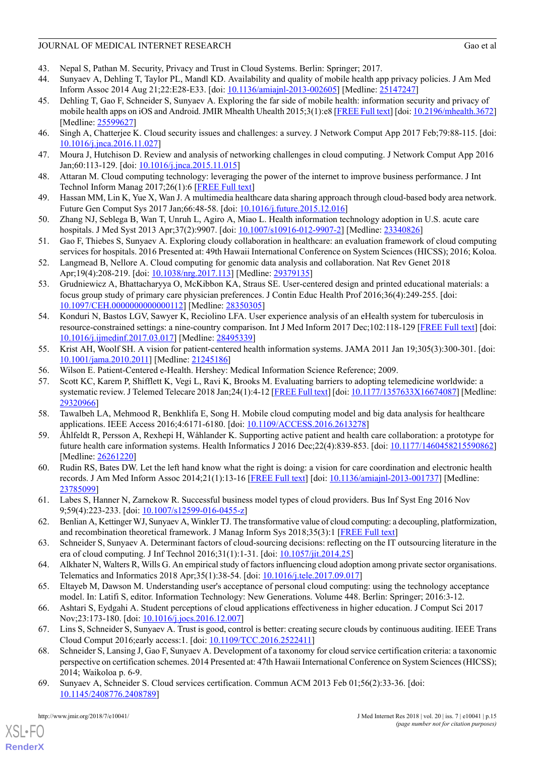43. Nepal S, Pathan M. Security, Privacy and Trust in Cloud Systems. Berlin: Springer; 2017.
44. Sunyaev A, Dehling T, Taylor PL, Mandl KD. Availability and quality of mobile health app privacy policies. J Am Med Inform Assoc 2014 Aug 22;22:E28-E33. [doi: 10.1136/amiajnl-2013-002605] [Medline: 25147247]
45. Dehling T, Gao F, Schneider S, Sunyaev A. Exploring the far side of mobile health: information security and privacy of mobile health apps on iOS and Android. JMIR Mhealth Uhealth 2015;3(1):e8 [FREE Full text] [doi: 10.2196/mhealth.3672] [Medline: 25599627]
46. Singh A, Chatterjee K. Cloud security issues and challenges: a survey. J Network Comput App 2017 Feb;79:88-115. [doi: 10.1016/j.jnca.2016.11.027]
47. Moura J, Hutchison D. Review and analysis of networking challenges in cloud computing. J Network Comput App 2016 Jan;60:113-129. [doi: 10.1016/j.jnca.2015.11.015]
48. Attaran M. Cloud computing technology: leveraging the power of the internet to improve business performance. J Int Technol Inform Manag 2017;26(1):6 [FREE Full text]
49. Hassan MM, Lin K, Yue X, Wan J. A multimedia healthcare data sharing approach through cloud-based body area network. Future Gen Comput Sys 2017 Jan;66:48-58. [doi: 10.1016/j.future.2015.12.016]
50. Zhang NJ, Seblega B, Wan T, Unruh L, Agiro A, Miao L. Health information technology adoption in U.S. acute care hospitals. J Med Syst 2013 Apr;37(2):9907. [doi: 10.1007/s10916-012-9907-2] [Medline: 23340826]
51. Gao F, Thiebes S, Sunyaev A. Exploring cloudy collaboration in healthcare: an evaluation framework of cloud computing services for hospitals. 2016 Presented at: 49th Hawaii International Conference on System Sciences (HICSS); 2016; Koloa.
52. Langmead B, Nellore A. Cloud computing for genomic data analysis and collaboration. Nat Rev Genet 2018 Apr;19(4):208-219. [doi: 10.1038/nrg.2017.113] [Medline: 29379135]
53. Grudniewicz A, Bhattacharyya O, McKibbon KA, Straus SE. User-centered design and printed educational materials: a focus group study of primary care physician preferences. J Contin Educ Health Prof 2016;36(4):249-255. [doi: 10.1097/CEH.0000000000000112] [Medline: 28350305]
54. Konduri N, Bastos LGV, Sawyer K, Reciolino LFA. User experience analysis of an eHealth system for tuberculosis in resource-constrained settings: a nine-country comparison. Int J Med Inform 2017 Dec;102:118-129 [FREE Full text] [doi: 10.1016/j.ijmedinf.2017.03.017] [Medline: 28495339]
55. Krist AH, Woolf SH. A vision for patient-centered health information systems. JAMA 2011 Jan 19;305(3):300-301. [doi: 10.1001/jama.2010.2011] [Medline: 21245186]
56. Wilson E. Patient-Centered e-Health. Hershey: Medical Information Science Reference; 2009.
57. Scott KC, Karem P, Shifflett K, Vegi L, Ravi K, Brooks M. Evaluating barriers to adopting telemedicine worldwide: a systematic review. J Telemed Telecare 2018 Jan;24(1):4-12 [FREE Full text] [doi: 10.1177/1357633X16674087] [Medline: 29320966]
58. Tawalbeh LA, Mehmood R, Benkhlifa E, Song H. Mobile cloud computing model and big data analysis for healthcare applications. IEEE Access 2016;4:6171-6180. [doi: 10.1109/ACCESS.2016.2613278]
59. Åhlfeldt R, Persson A, Rexhepi H, Wåhlander K. Supporting active patient and health care collaboration: a prototype for future health care information systems. Health Informatics J 2016 Dec;22(4):839-853. [doi: 10.1177/1460458215590862] [Medline: 26261220]
60. Rudin RS, Bates DW. Let the left hand know what the right is doing: a vision for care coordination and electronic health records. J Am Med Inform Assoc 2014;21(1):13-16 [FREE Full text] [doi: 10.1136/amiajnl-2013-001737] [Medline: 23785099]
61. Labes S, Hanner N, Zarnekow R. Successful business model types of cloud providers. Bus Inf Syst Eng 2016 Nov 9;59(4):223-233. [doi: 10.1007/s12599-016-0455-z]
62. Benlian A, Kettinger WJ, Sunyaev A, Winkler TJ. The transformative value of cloud computing: a decoupling, platformization, and recombination theoretical framework. J Manag Inform Sys 2018;35(3):1 [FREE Full text]
63. Schneider S, Sunyaev A. Determinant factors of cloud-sourcing decisions: reflecting on the IT outsourcing literature in the era of cloud computing. J Inf Technol 2016;31(1):1-31. [doi: 10.1057/jit.2014.25]
64. Alkhater N, Walters R, Wills G. An empirical study of factors influencing cloud adoption among private sector organisations. Telematics and Informatics 2018 Apr;35(1):38-54. [doi: 10.1016/j.tele.2017.09.017]
65. Eltayeb M, Dawson M. Understanding user's acceptance of personal cloud computing: using the technology acceptance model. In: Latifi S, editor. Information Technology: New Generations. Volume 448. Berlin: Springer; 2016:3-12.
66. Ashtari S, Eydgahi A. Student perceptions of cloud applications effectiveness in higher education. J Comput Sci 2017 Nov;23:173-180. [doi: 10.1016/j.jocs.2016.12.007]
67. Lins S, Schneider S, Sunyaev A. Trust is good, control is better: creating secure clouds by continuous auditing. IEEE Trans Cloud Comput 2016;early access:1. [doi: 10.1109/TCC.2016.2522411]
68. Schneider S, Lansing J, Gao F, Sunyaev A. Development of a taxonomy for cloud service certification criteria: a taxonomic perspective on certification schemes. 2014 Presented at: 47th Hawaii International Conference on System Sciences (HICSS); 2014; Waikoloa p. 6-9.
69. Sunyaev A, Schneider S. Cloud services certification. Commun ACM 2013 Feb 01;56(2):33-36. [doi: 10.1145/2408776.2408789]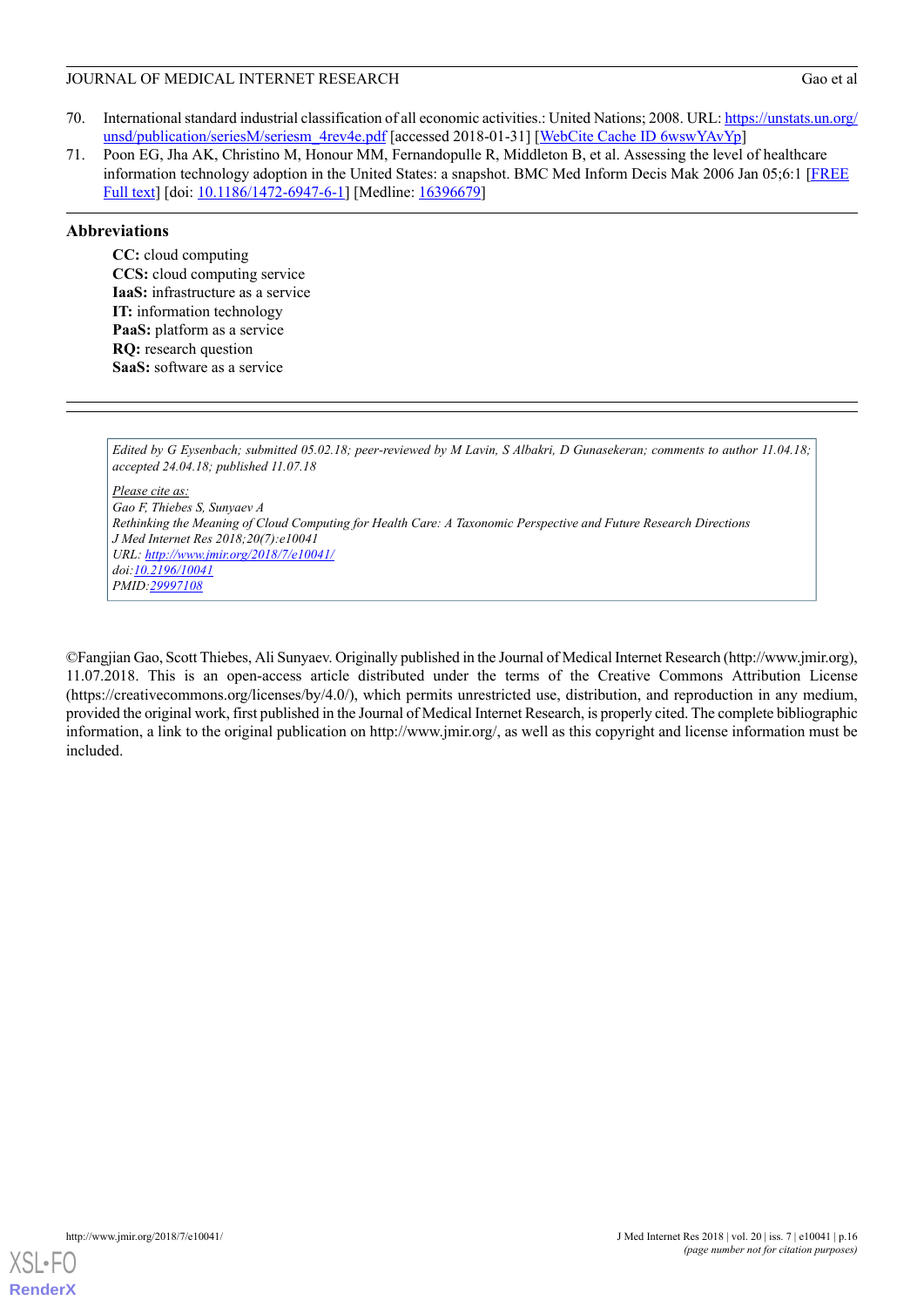70. International standard industrial classification of all economic activities.: United Nations; 2008. URL: https://unstats.un.org/unsd/publication/seriesM/seriesm_4rev4e.pdf [accessed 2018-01-31] [WebCite Cache ID 6wswYAvYp]
71. Poon EG, Jha AK, Christino M, Honour MM, Fernandopulle R, Middleton B, et al. Assessing the level of healthcare information technology adoption in the United States: a snapshot. BMC Med Inform Decis Mak 2006 Jan 05;6:1 [FREE Full text] [doi: 10.1186/1472-6947-6-1] [Medline: 16396679]

## Abbreviations

**CC:** cloud computing
**CCS:** cloud computing service
**IaaS:** infrastructure as a service
**IT:** information technology
**PaaS:** platform as a service
**RQ:** research question
**SaaS:** software as a service

*Edited by G Eysenbach; submitted 05.02.18; peer-reviewed by M Lavin, S Albakri, D Gunasekeran; comments to author 11.04.18; accepted 24.04.18; published 11.07.18*

*Please cite as:*
*Gao F, Thiebes S, Sunyaev A*
*Rethinking the Meaning of Cloud Computing for Health Care: A Taxonomic Perspective and Future Research Directions*
*J Med Internet Res 2018;20(7):e10041*
*URL: http://www.jmir.org/2018/7/e10041/*
*doi:10.2196/10041*
*PMID:29997108*

©Fangjian Gao, Scott Thiebes, Ali Sunyaev. Originally published in the Journal of Medical Internet Research (http://www.jmir.org), 11.07.2018. This is an open-access article distributed under the terms of the Creative Commons Attribution License (https://creativecommons.org/licenses/by/4.0/), which permits unrestricted use, distribution, and reproduction in any medium, provided the original work, first published in the Journal of Medical Internet Research, is properly cited. The complete bibliographic information, a link to the original publication on http://www.jmir.org/, as well as this copyright and license information must be included.